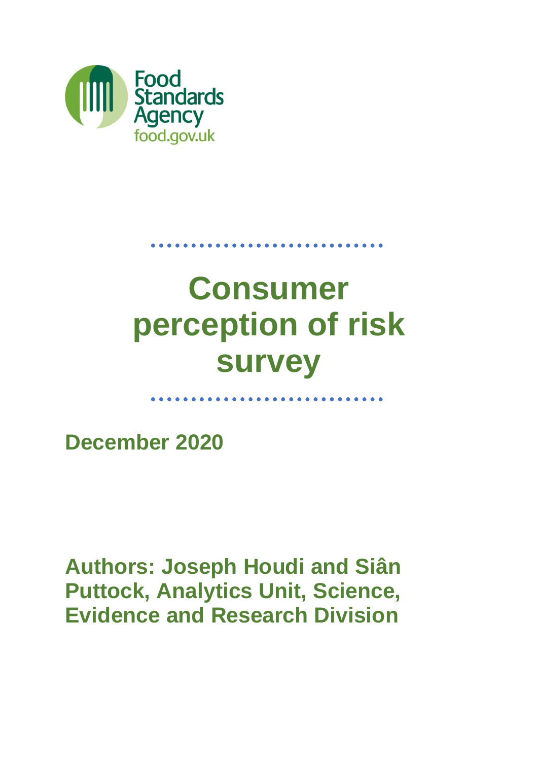Food Standards Agency
food.gov.uk

# Consumer perception of risk survey

**December 2020**

**Authors: Joseph Houdi and Siân Puttock, Analytics Unit, Science, Evidence and Research Division**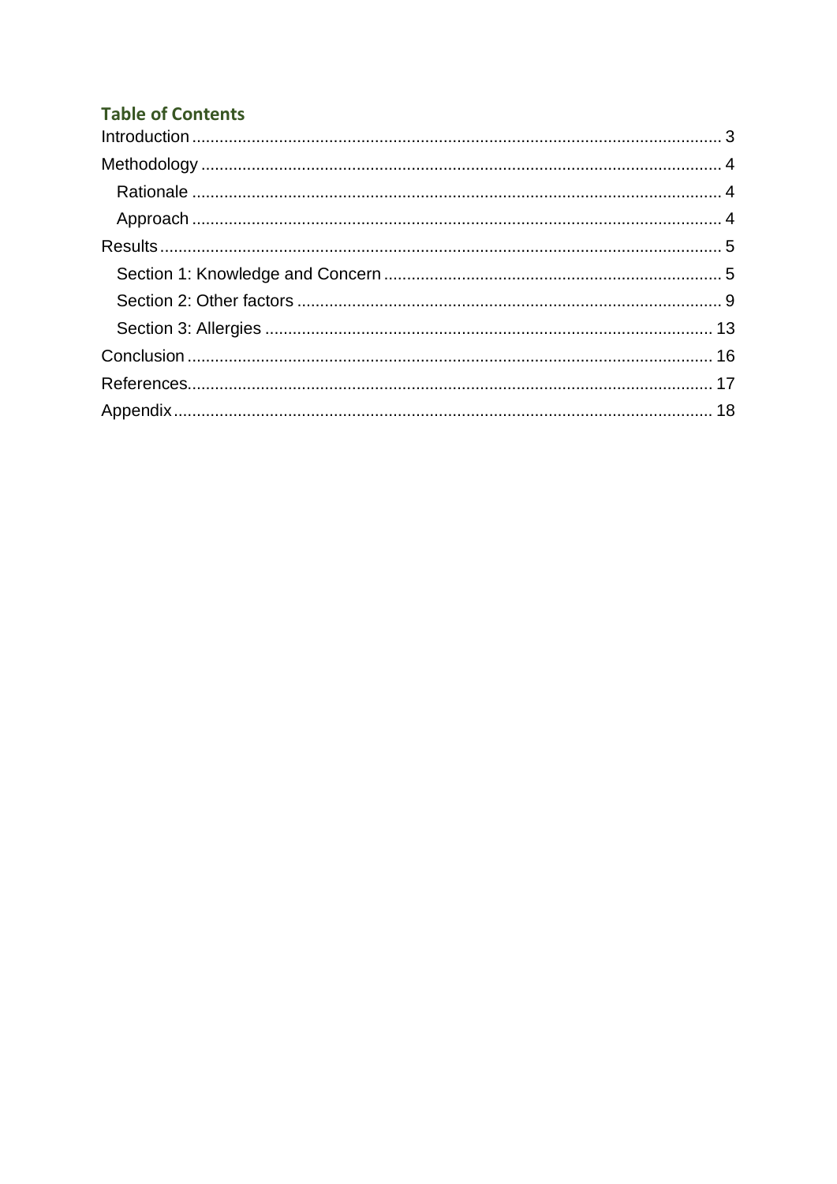## Table of Contents

Introduction ........................................................................................................ 3

Methodology ...................................................................................................... 4

- Rationale ...................................................................................................... 4
- Approach ...................................................................................................... 4

Results ................................................................................................................ 5

- Section 1: Knowledge and Concern ............................................................... 5
- Section 2: Other factors ................................................................................. 9
- Section 3: Allergies ...................................................................................... 13

Conclusion ........................................................................................................ 16

References......................................................................................................... 17

Appendix ........................................................................................................... 18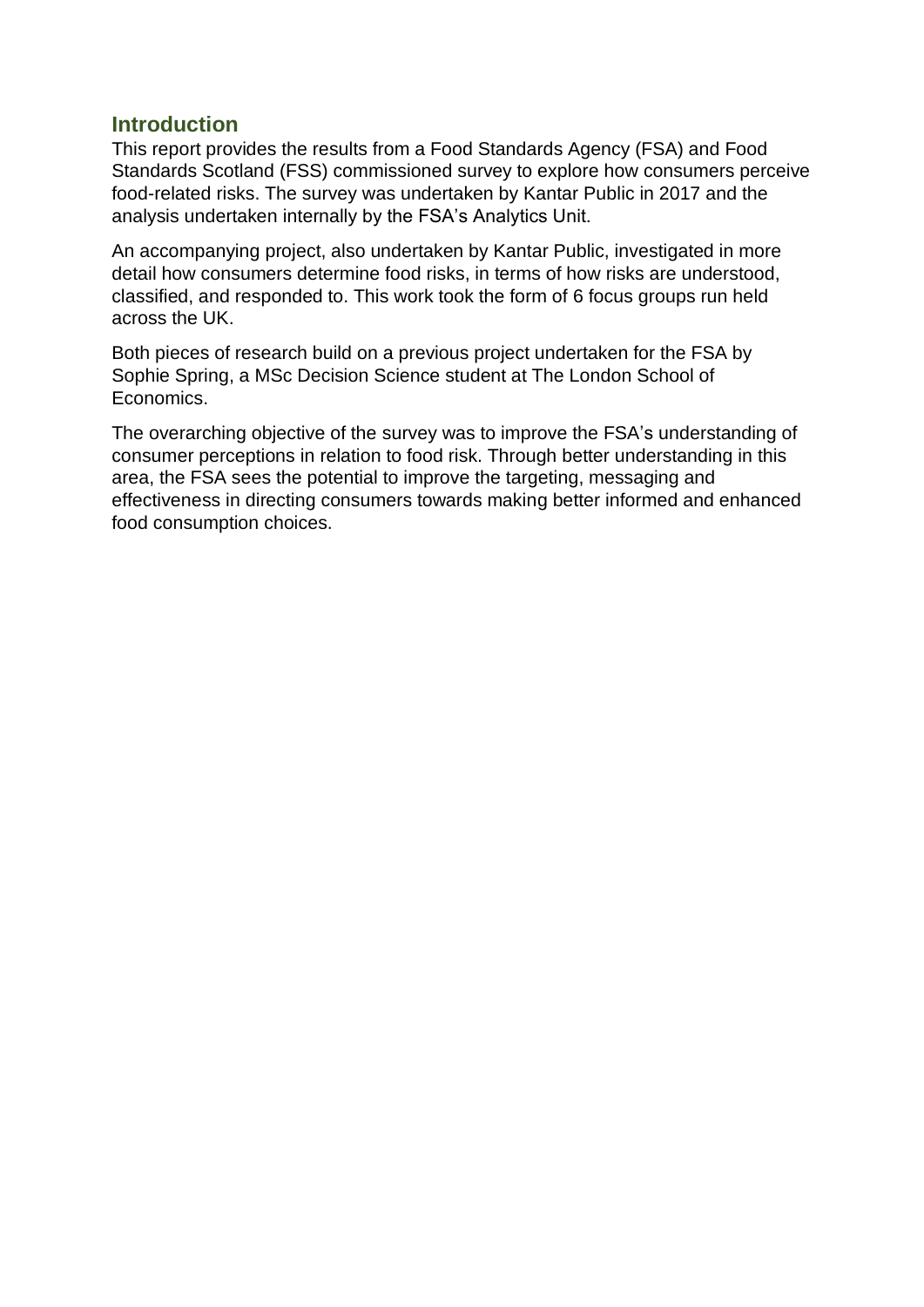## Introduction

This report provides the results from a Food Standards Agency (FSA) and Food Standards Scotland (FSS) commissioned survey to explore how consumers perceive food-related risks. The survey was undertaken by Kantar Public in 2017 and the analysis undertaken internally by the FSA's Analytics Unit.

An accompanying project, also undertaken by Kantar Public, investigated in more detail how consumers determine food risks, in terms of how risks are understood, classified, and responded to. This work took the form of 6 focus groups run held across the UK.

Both pieces of research build on a previous project undertaken for the FSA by Sophie Spring, a MSc Decision Science student at The London School of Economics.

The overarching objective of the survey was to improve the FSA's understanding of consumer perceptions in relation to food risk. Through better understanding in this area, the FSA sees the potential to improve the targeting, messaging and effectiveness in directing consumers towards making better informed and enhanced food consumption choices.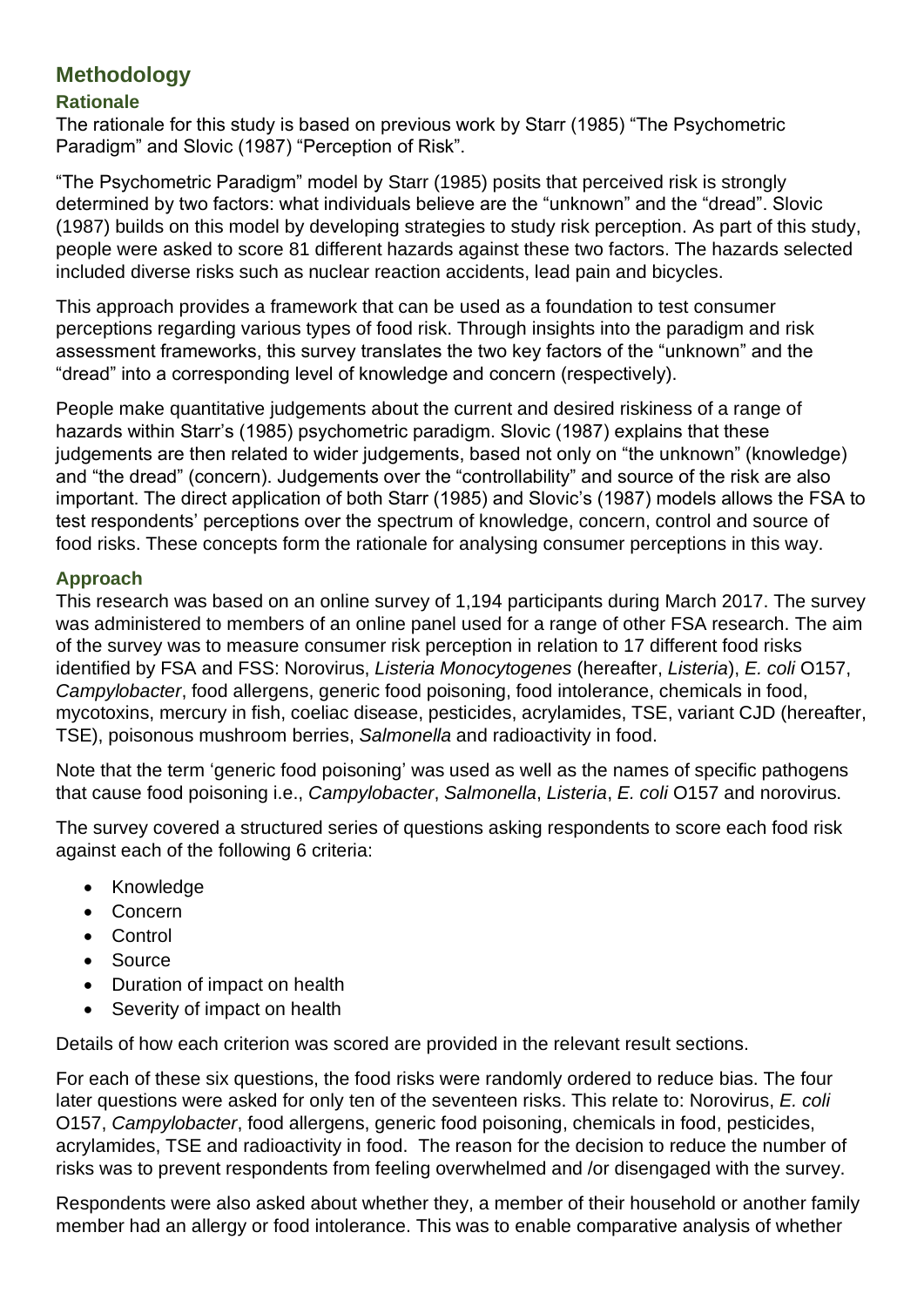# Methodology

## Rationale

The rationale for this study is based on previous work by Starr (1985) "The Psychometric Paradigm" and Slovic (1987) "Perception of Risk".

"The Psychometric Paradigm" model by Starr (1985) posits that perceived risk is strongly determined by two factors: what individuals believe are the "unknown" and the "dread". Slovic (1987) builds on this model by developing strategies to study risk perception. As part of this study, people were asked to score 81 different hazards against these two factors. The hazards selected included diverse risks such as nuclear reaction accidents, lead pain and bicycles.

This approach provides a framework that can be used as a foundation to test consumer perceptions regarding various types of food risk. Through insights into the paradigm and risk assessment frameworks, this survey translates the two key factors of the "unknown" and the "dread" into a corresponding level of knowledge and concern (respectively).

People make quantitative judgements about the current and desired riskiness of a range of hazards within Starr's (1985) psychometric paradigm. Slovic (1987) explains that these judgements are then related to wider judgements, based not only on "the unknown" (knowledge) and "the dread" (concern). Judgements over the "controllability" and source of the risk are also important. The direct application of both Starr (1985) and Slovic's (1987) models allows the FSA to test respondents' perceptions over the spectrum of knowledge, concern, control and source of food risks. These concepts form the rationale for analysing consumer perceptions in this way.

## Approach

This research was based on an online survey of 1,194 participants during March 2017. The survey was administered to members of an online panel used for a range of other FSA research. The aim of the survey was to measure consumer risk perception in relation to 17 different food risks identified by FSA and FSS: Norovirus, *Listeria Monocytogenes* (hereafter, *Listeria*), *E. coli* O157, *Campylobacter*, food allergens, generic food poisoning, food intolerance, chemicals in food, mycotoxins, mercury in fish, coeliac disease, pesticides, acrylamides, TSE, variant CJD (hereafter, TSE), poisonous mushroom berries, *Salmonella* and radioactivity in food.

Note that the term 'generic food poisoning' was used as well as the names of specific pathogens that cause food poisoning i.e., *Campylobacter*, *Salmonella*, *Listeria*, *E. coli* O157 and norovirus.

The survey covered a structured series of questions asking respondents to score each food risk against each of the following 6 criteria:

- Knowledge
- Concern
- Control
- Source
- Duration of impact on health
- Severity of impact on health

Details of how each criterion was scored are provided in the relevant result sections.

For each of these six questions, the food risks were randomly ordered to reduce bias. The four later questions were asked for only ten of the seventeen risks. This relate to: Norovirus, *E. coli* O157, *Campylobacter*, food allergens, generic food poisoning, chemicals in food, pesticides, acrylamides, TSE and radioactivity in food. The reason for the decision to reduce the number of risks was to prevent respondents from feeling overwhelmed and /or disengaged with the survey.

Respondents were also asked about whether they, a member of their household or another family member had an allergy or food intolerance. This was to enable comparative analysis of whether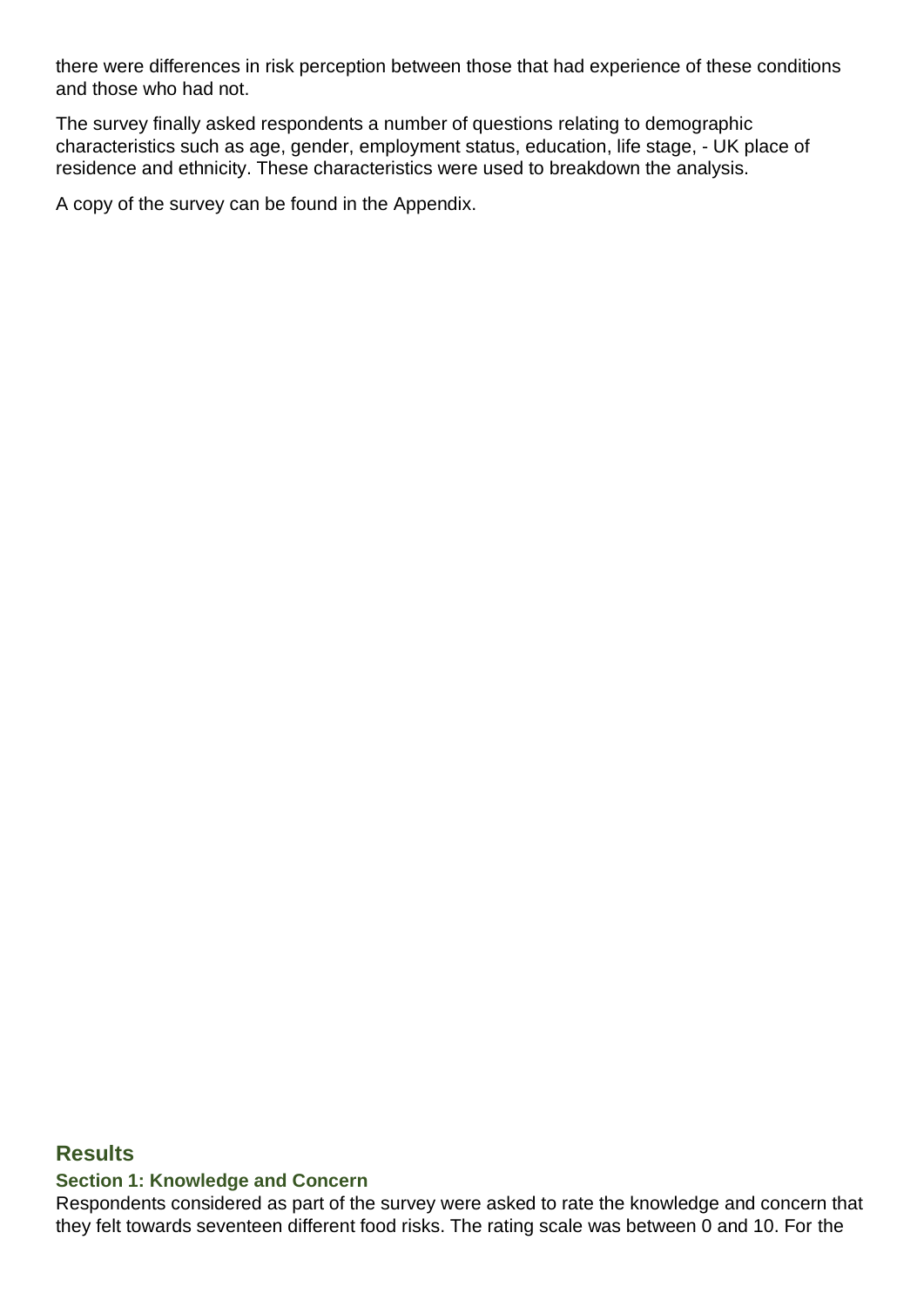there were differences in risk perception between those that had experience of these conditions and those who had not.

The survey finally asked respondents a number of questions relating to demographic characteristics such as age, gender, employment status, education, life stage, - UK place of residence and ethnicity. These characteristics were used to breakdown the analysis.

A copy of the survey can be found in the Appendix.

## Results

### Section 1: Knowledge and Concern

Respondents considered as part of the survey were asked to rate the knowledge and concern that they felt towards seventeen different food risks. The rating scale was between 0 and 10. For the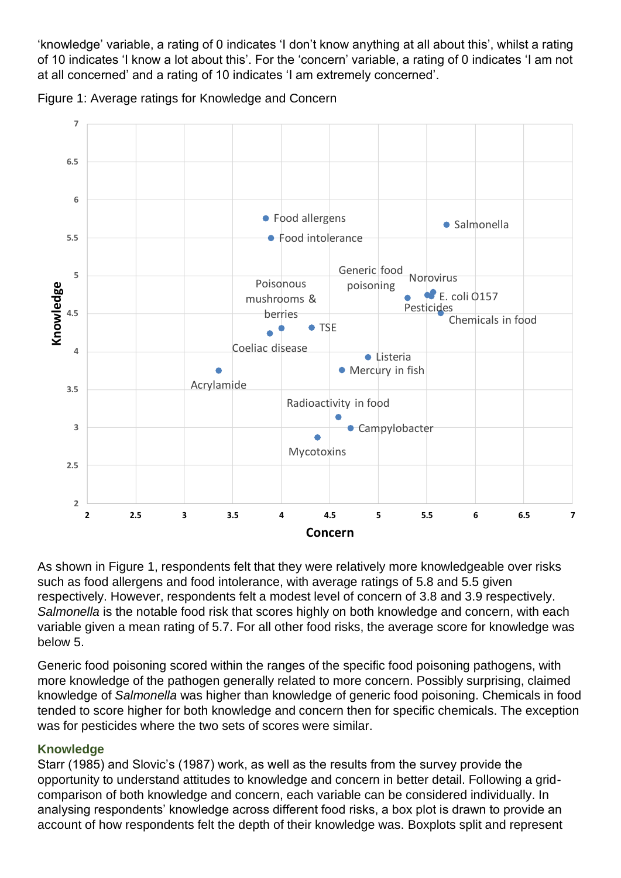'knowledge' variable, a rating of 0 indicates 'I don't know anything at all about this', whilst a rating of 10 indicates 'I know a lot about this'. For the 'concern' variable, a rating of 0 indicates 'I am not at all concerned' and a rating of 10 indicates 'I am extremely concerned'.

Figure 1: Average ratings for Knowledge and Concern

As shown in Figure 1, respondents felt that they were relatively more knowledgeable over risks such as food allergens and food intolerance, with average ratings of 5.8 and 5.5 given respectively. However, respondents felt a modest level of concern of 3.8 and 3.9 respectively. *Salmonella* is the notable food risk that scores highly on both knowledge and concern, with each variable given a mean rating of 5.7. For all other food risks, the average score for knowledge was below 5.

Generic food poisoning scored within the ranges of the specific food poisoning pathogens, with more knowledge of the pathogen generally related to more concern. Possibly surprising, claimed knowledge of *Salmonella* was higher than knowledge of generic food poisoning. Chemicals in food tended to score higher for both knowledge and concern then for specific chemicals. The exception was for pesticides where the two sets of scores were similar.

### Knowledge

Starr (1985) and Slovic's (1987) work, as well as the results from the survey provide the opportunity to understand attitudes to knowledge and concern in better detail. Following a grid-comparison of both knowledge and concern, each variable can be considered individually. In analysing respondents' knowledge across different food risks, a box plot is drawn to provide an account of how respondents felt the depth of their knowledge was. Boxplots split and represent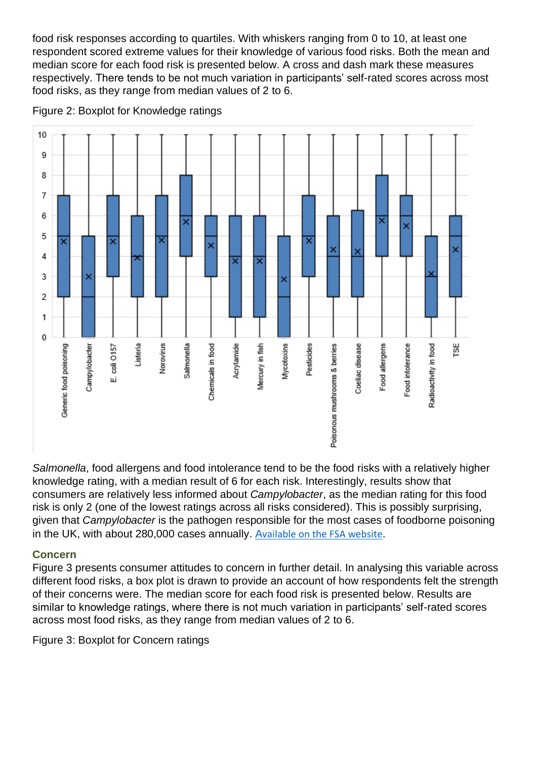food risk responses according to quartiles. With whiskers ranging from 0 to 10, at least one respondent scored extreme values for their knowledge of various food risks. Both the mean and median score for each food risk is presented below. A cross and dash mark these measures respectively. There tends to be not much variation in participants' self-rated scores across most food risks, as they range from median values of 2 to 6.

Figure 2: Boxplot for Knowledge ratings

*Salmonella*, food allergens and food intolerance tend to be the food risks with a relatively higher knowledge rating, with a median result of 6 for each risk. Interestingly, results show that consumers are relatively less informed about *Campylobacter*, as the median rating for this food risk is only 2 (one of the lowest ratings across all risks considered). This is possibly surprising, given that *Campylobacter* is the pathogen responsible for the most cases of foodborne poisoning in the UK, with about 280,000 cases annually. Available on the FSA website.

### Concern

Figure 3 presents consumer attitudes to concern in further detail. In analysing this variable across different food risks, a box plot is drawn to provide an account of how respondents felt the strength of their concerns were. The median score for each food risk is presented below. Results are similar to knowledge ratings, where there is not much variation in participants' self-rated scores across most food risks, as they range from median values of 2 to 6.

Figure 3: Boxplot for Concern ratings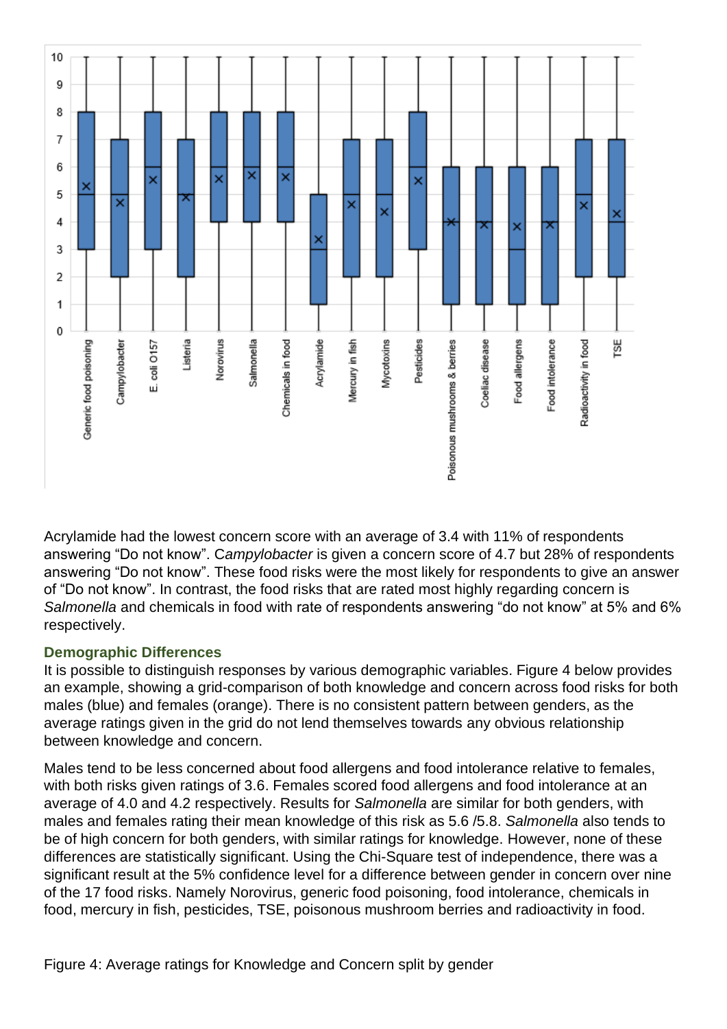Acrylamide had the lowest concern score with an average of 3.4 with 11% of respondents answering “Do not know”. C*ampylobacter* is given a concern score of 4.7 but 28% of respondents answering “Do not know”. These food risks were the most likely for respondents to give an answer of “Do not know”. In contrast, the food risks that are rated most highly regarding concern is *Salmonella* and chemicals in food with rate of respondents answering “do not know” at 5% and 6% respectively.

### Demographic Differences

It is possible to distinguish responses by various demographic variables. Figure 4 below provides an example, showing a grid-comparison of both knowledge and concern across food risks for both males (blue) and females (orange). There is no consistent pattern between genders, as the average ratings given in the grid do not lend themselves towards any obvious relationship between knowledge and concern.

Males tend to be less concerned about food allergens and food intolerance relative to females, with both risks given ratings of 3.6. Females scored food allergens and food intolerance at an average of 4.0 and 4.2 respectively. Results for *Salmonella* are similar for both genders, with males and females rating their mean knowledge of this risk as 5.6 /5.8. *Salmonella* also tends to be of high concern for both genders, with similar ratings for knowledge. However, none of these differences are statistically significant. Using the Chi-Square test of independence, there was a significant result at the 5% confidence level for a difference between gender in concern over nine of the 17 food risks. Namely Norovirus, generic food poisoning, food intolerance, chemicals in food, mercury in fish, pesticides, TSE, poisonous mushroom berries and radioactivity in food.

Figure 4: Average ratings for Knowledge and Concern split by gender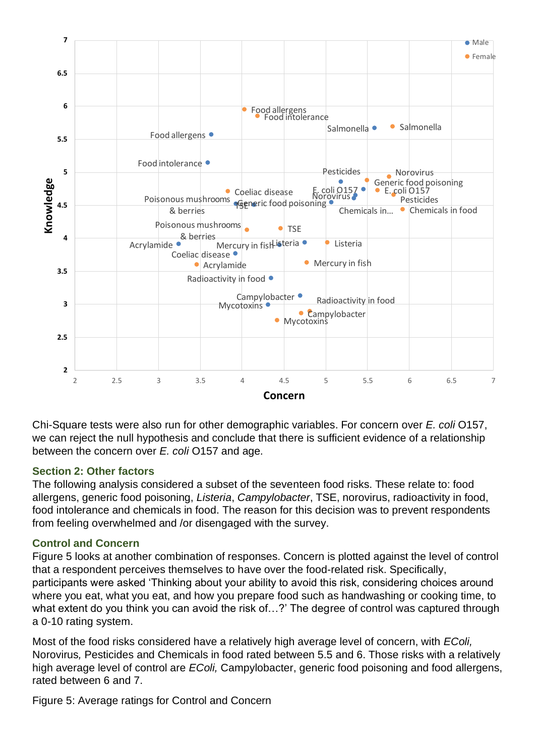Chi-Square tests were also run for other demographic variables. For concern over *E. coli* O157, we can reject the null hypothesis and conclude that there is sufficient evidence of a relationship between the concern over *E. coli* O157 and age.

## Section 2: Other factors

The following analysis considered a subset of the seventeen food risks. These relate to: food allergens, generic food poisoning, *Listeria*, *Campylobacter*, TSE, norovirus, radioactivity in food, food intolerance and chemicals in food. The reason for this decision was to prevent respondents from feeling overwhelmed and /or disengaged with the survey.

### Control and Concern

Figure 5 looks at another combination of responses. Concern is plotted against the level of control that a respondent perceives themselves to have over the food-related risk. Specifically, participants were asked 'Thinking about your ability to avoid this risk, considering choices around where you eat, what you eat, and how you prepare food such as handwashing or cooking time, to what extent do you think you can avoid the risk of…?' The degree of control was captured through a 0-10 rating system.

Most of the food risks considered have a relatively high average level of concern, with *EColi,* Norovirus*,* Pesticides and Chemicals in food rated between 5.5 and 6. Those risks with a relatively high average level of control are *EColi,* Campylobacter, generic food poisoning and food allergens, rated between 6 and 7.

Figure 5: Average ratings for Control and Concern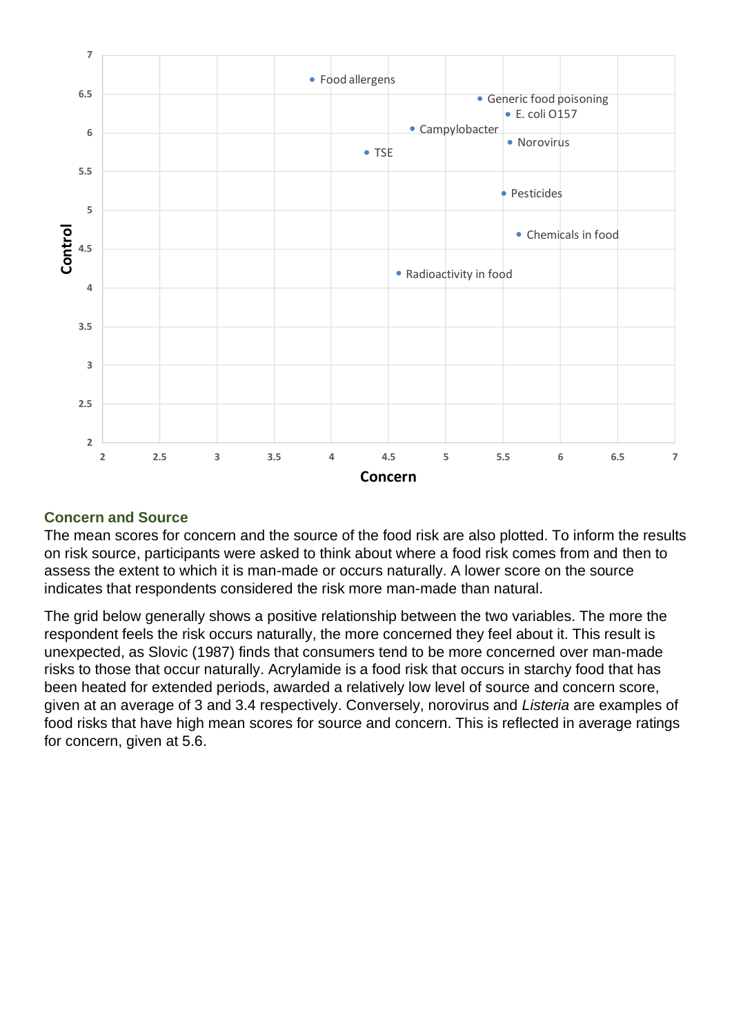## Concern and Source

The mean scores for concern and the source of the food risk are also plotted. To inform the results on risk source, participants were asked to think about where a food risk comes from and then to assess the extent to which it is man-made or occurs naturally. A lower score on the source indicates that respondents considered the risk more man-made than natural.

The grid below generally shows a positive relationship between the two variables. The more the respondent feels the risk occurs naturally, the more concerned they feel about it. This result is unexpected, as Slovic (1987) finds that consumers tend to be more concerned over man-made risks to those that occur naturally. Acrylamide is a food risk that occurs in starchy food that has been heated for extended periods, awarded a relatively low level of source and concern score, given at an average of 3 and 3.4 respectively. Conversely, norovirus and *Listeria* are examples of food risks that have high mean scores for source and concern. This is reflected in average ratings for concern, given at 5.6.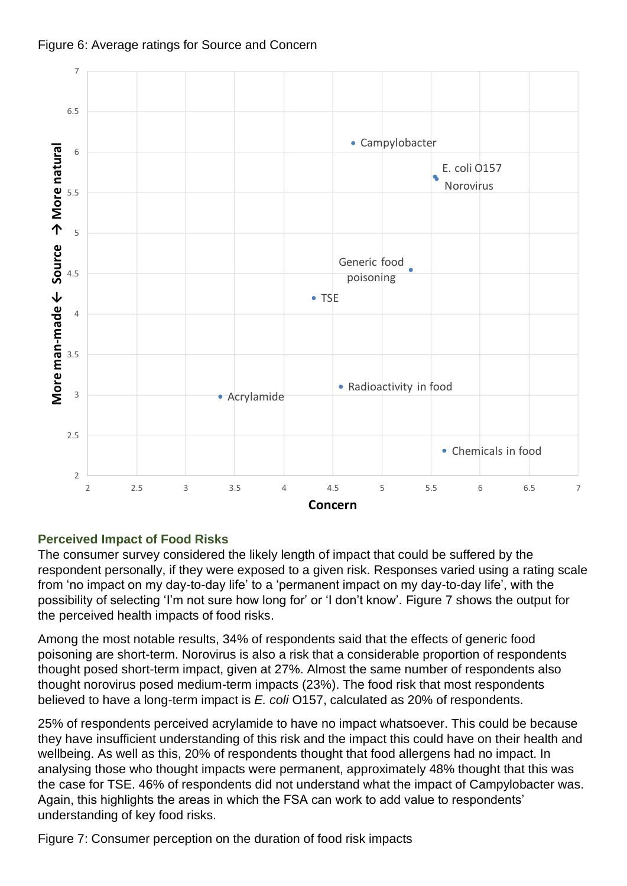Figure 6: Average ratings for Source and Concern

### Perceived Impact of Food Risks

The consumer survey considered the likely length of impact that could be suffered by the respondent personally, if they were exposed to a given risk. Responses varied using a rating scale from 'no impact on my day-to-day life' to a 'permanent impact on my day-to-day life', with the possibility of selecting 'I'm not sure how long for' or 'I don't know'. Figure 7 shows the output for the perceived health impacts of food risks.

Among the most notable results, 34% of respondents said that the effects of generic food poisoning are short-term. Norovirus is also a risk that a considerable proportion of respondents thought posed short-term impact, given at 27%. Almost the same number of respondents also thought norovirus posed medium-term impacts (23%). The food risk that most respondents believed to have a long-term impact is *E. coli* O157, calculated as 20% of respondents.

25% of respondents perceived acrylamide to have no impact whatsoever. This could be because they have insufficient understanding of this risk and the impact this could have on their health and wellbeing. As well as this, 20% of respondents thought that food allergens had no impact. In analysing those who thought impacts were permanent, approximately 48% thought that this was the case for TSE. 46% of respondents did not understand what the impact of Campylobacter was. Again, this highlights the areas in which the FSA can work to add value to respondents' understanding of key food risks.

Figure 7: Consumer perception on the duration of food risk impacts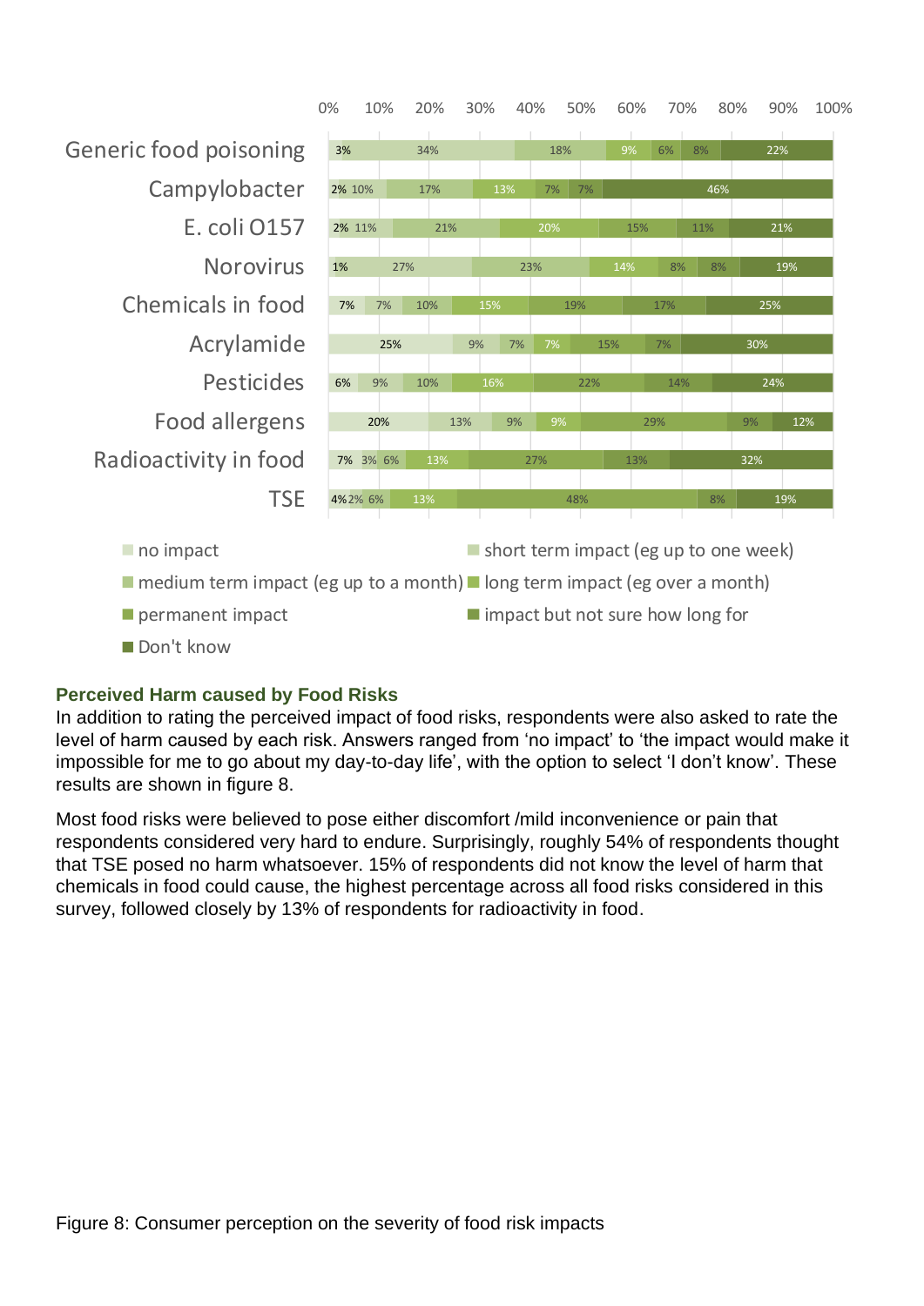| | no impact | short term impact (eg up to one week) | medium term impact (eg up to a month) | long term impact (eg over a month) | permanent impact | impact but not sure how long for | Don't know |
|---|---|---|---|---|---|---|---|
| Generic food poisoning | 3% | 34% | 18% | 9% | 6% | 8% | 22% |
| Campylobacter | 2% | 10% | 17% | 13% | 7% | 7% | 46% |
| E. coli O157 | 2% | 11% | 21% | 20% | 15% | 11% | 21% |
| Norovirus | 1% | 27% | 23% | 14% | 8% | 8% | 19% |
| Chemicals in food | 7% | 7% | 10% | 15% | 19% | 17% | 25% |
| Acrylamide | 25% | 9% | 7% | 7% | 15% | 7% | 30% |
| Pesticides | 6% | 9% | 10% | 16% | 22% | 14% | 24% |
| Food allergens | 20% | 13% | 9% | 9% | 29% | 9% | 12% |
| Radioactivity in food | 7% | 3% | 6% | 13% | 27% | 13% | 32% |
| TSE | 4% | 2% | 6% | 13% | 48% | 8% | 19% |

### Perceived Harm caused by Food Risks

In addition to rating the perceived impact of food risks, respondents were also asked to rate the level of harm caused by each risk. Answers ranged from 'no impact' to 'the impact would make it impossible for me to go about my day-to-day life', with the option to select 'I don't know'. These results are shown in figure 8.

Most food risks were believed to pose either discomfort /mild inconvenience or pain that respondents considered very hard to endure. Surprisingly, roughly 54% of respondents thought that TSE posed no harm whatsoever. 15% of respondents did not know the level of harm that chemicals in food could cause, the highest percentage across all food risks considered in this survey, followed closely by 13% of respondents for radioactivity in food.

Figure 8: Consumer perception on the severity of food risk impacts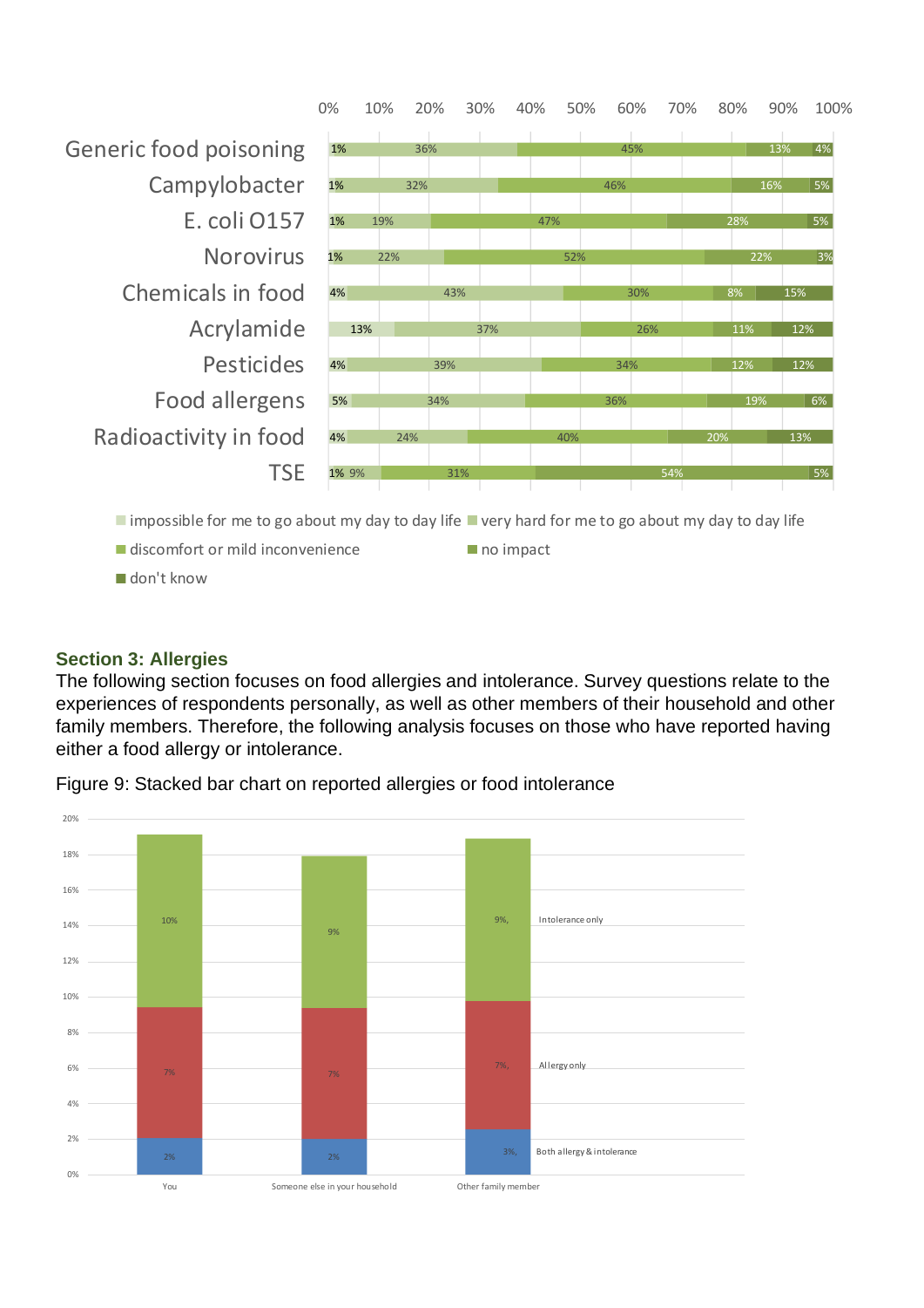| | impossible for me to go about my day to day life | very hard for me to go about my day to day life | discomfort or mild inconvenience | no impact | don't know |
|---|---|---|---|---|---|
| Generic food poisoning | 1% | 36% | 45% | 13% | 4% |
| Campylobacter | 1% | 32% | 46% | 16% | 5% |
| E. coli O157 | 1% | 19% | 47% | 28% | 5% |
| Norovirus | 1% | 22% | 52% | 22% | 3% |
| Chemicals in food | 4% | 43% | 30% | 8% | 15% |
| Acrylamide | 13% | 37% | 26% | 11% | 12% |
| Pesticides | 4% | 39% | 34% | 12% | 12% |
| Food allergens | 5% | 34% | 36% | 19% | 6% |
| Radioactivity in food | 4% | 24% | 40% | 20% | 13% |
| TSE | 1% | 9% | 31% | 54% | 5% |

### Section 3: Allergies

The following section focuses on food allergies and intolerance. Survey questions relate to the experiences of respondents personally, as well as other members of their household and other family members. Therefore, the following analysis focuses on those who have reported having either a food allergy or intolerance.

Figure 9: Stacked bar chart on reported allergies or food intolerance

| | You | Someone else in your household | Other family member |
|---|---|---|---|
| Intolerance only | 10% | 9% | 9% |
| Allergy only | 7% | 7% | 7% |
| Both allergy & intolerance | 2% | 2% | 3% |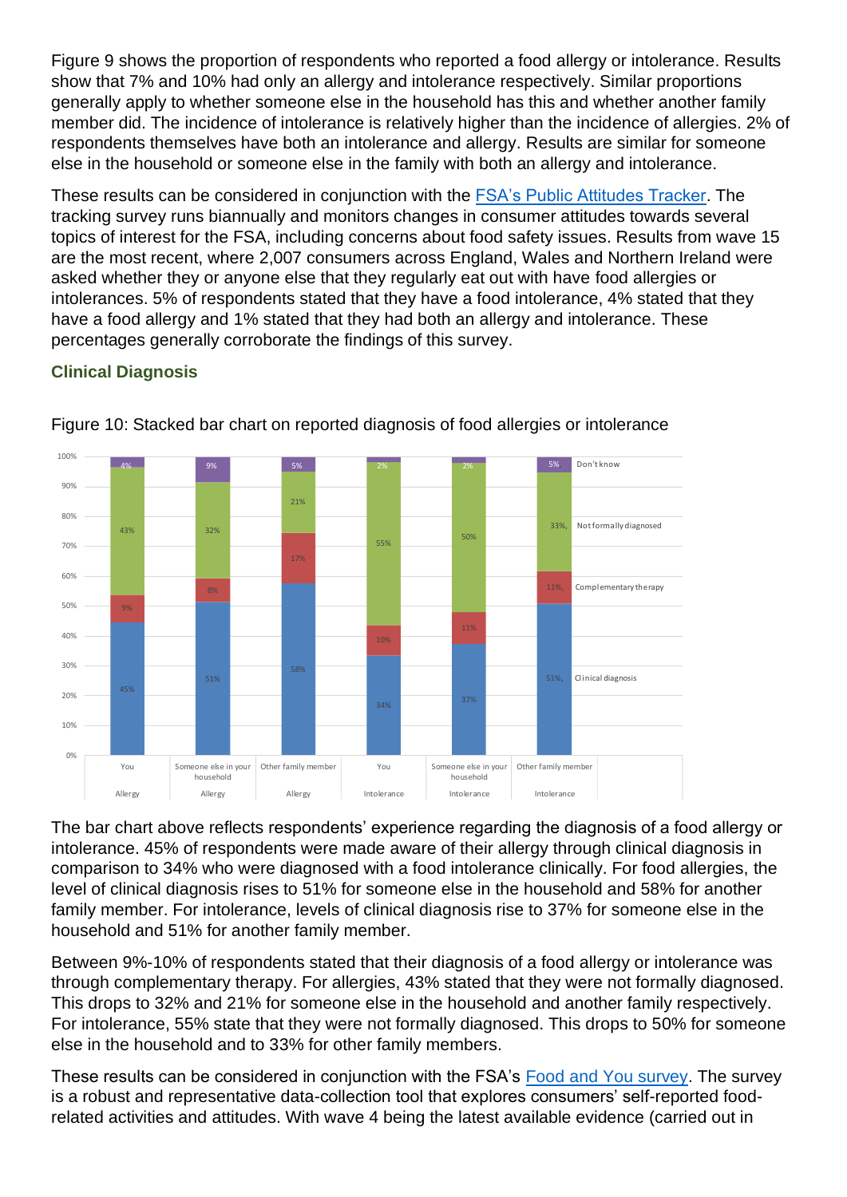Figure 9 shows the proportion of respondents who reported a food allergy or intolerance. Results show that 7% and 10% had only an allergy and intolerance respectively. Similar proportions generally apply to whether someone else in the household has this and whether another family member did. The incidence of intolerance is relatively higher than the incidence of allergies. 2% of respondents themselves have both an intolerance and allergy. Results are similar for someone else in the household or someone else in the family with both an allergy and intolerance.

These results can be considered in conjunction with the [FSA's Public Attitudes Tracker](). The tracking survey runs biannually and monitors changes in consumer attitudes towards several topics of interest for the FSA, including concerns about food safety issues. Results from wave 15 are the most recent, where 2,007 consumers across England, Wales and Northern Ireland were asked whether they or anyone else that they regularly eat out with have food allergies or intolerances. 5% of respondents stated that they have a food intolerance, 4% stated that they have a food allergy and 1% stated that they had both an allergy and intolerance. These percentages generally corroborate the findings of this survey.

### Clinical Diagnosis

Figure 10: Stacked bar chart on reported diagnosis of food allergies or intolerance

| | | Clinical diagnosis | Complementary therapy | Not formally diagnosed | Don't know |
|---|---|---|---|---|---|
| Allergy | You | 45% | 9% | 43% | 4% |
| Allergy | Someone else in your household | 51% | 8% | 32% | 9% |
| Allergy | Other family member | 58% | 17% | 21% | 5% |
| Intolerance | You | 34% | 10% | 55% | 2% |
| Intolerance | Someone else in your household | 37% | 11% | 50% | 2% |
| Intolerance | Other family member | 51% | 11% | 33% | 5% |

The bar chart above reflects respondents' experience regarding the diagnosis of a food allergy or intolerance. 45% of respondents were made aware of their allergy through clinical diagnosis in comparison to 34% who were diagnosed with a food intolerance clinically. For food allergies, the level of clinical diagnosis rises to 51% for someone else in the household and 58% for another family member. For intolerance, levels of clinical diagnosis rise to 37% for someone else in the household and 51% for another family member.

Between 9%-10% of respondents stated that their diagnosis of a food allergy or intolerance was through complementary therapy. For allergies, 43% stated that they were not formally diagnosed. This drops to 32% and 21% for someone else in the household and another family respectively. For intolerance, 55% state that they were not formally diagnosed. This drops to 50% for someone else in the household and to 33% for other family members.

These results can be considered in conjunction with the FSA's [Food and You survey](). The survey is a robust and representative data-collection tool that explores consumers' self-reported food-related activities and attitudes. With wave 4 being the latest available evidence (carried out in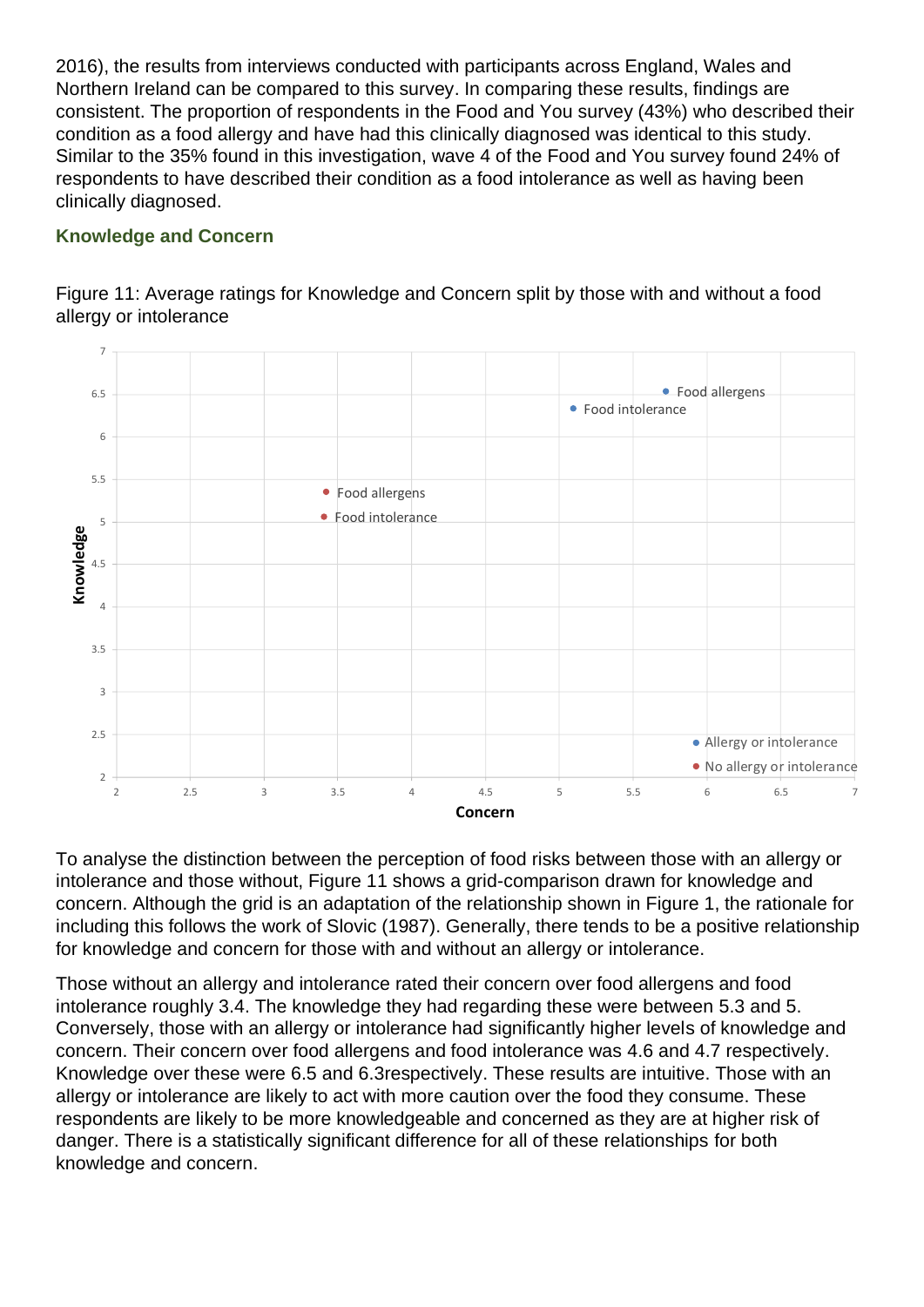2016), the results from interviews conducted with participants across England, Wales and Northern Ireland can be compared to this survey. In comparing these results, findings are consistent. The proportion of respondents in the Food and You survey (43%) who described their condition as a food allergy and have had this clinically diagnosed was identical to this study. Similar to the 35% found in this investigation, wave 4 of the Food and You survey found 24% of respondents to have described their condition as a food intolerance as well as having been clinically diagnosed.

### Knowledge and Concern

Figure 11: Average ratings for Knowledge and Concern split by those with and without a food allergy or intolerance

To analyse the distinction between the perception of food risks between those with an allergy or intolerance and those without, Figure 11 shows a grid-comparison drawn for knowledge and concern. Although the grid is an adaptation of the relationship shown in Figure 1, the rationale for including this follows the work of Slovic (1987). Generally, there tends to be a positive relationship for knowledge and concern for those with and without an allergy or intolerance.

Those without an allergy and intolerance rated their concern over food allergens and food intolerance roughly 3.4. The knowledge they had regarding these were between 5.3 and 5. Conversely, those with an allergy or intolerance had significantly higher levels of knowledge and concern. Their concern over food allergens and food intolerance was 4.6 and 4.7 respectively. Knowledge over these were 6.5 and 6.3respectively. These results are intuitive. Those with an allergy or intolerance are likely to act with more caution over the food they consume. These respondents are likely to be more knowledgeable and concerned as they are at higher risk of danger. There is a statistically significant difference for all of these relationships for both knowledge and concern.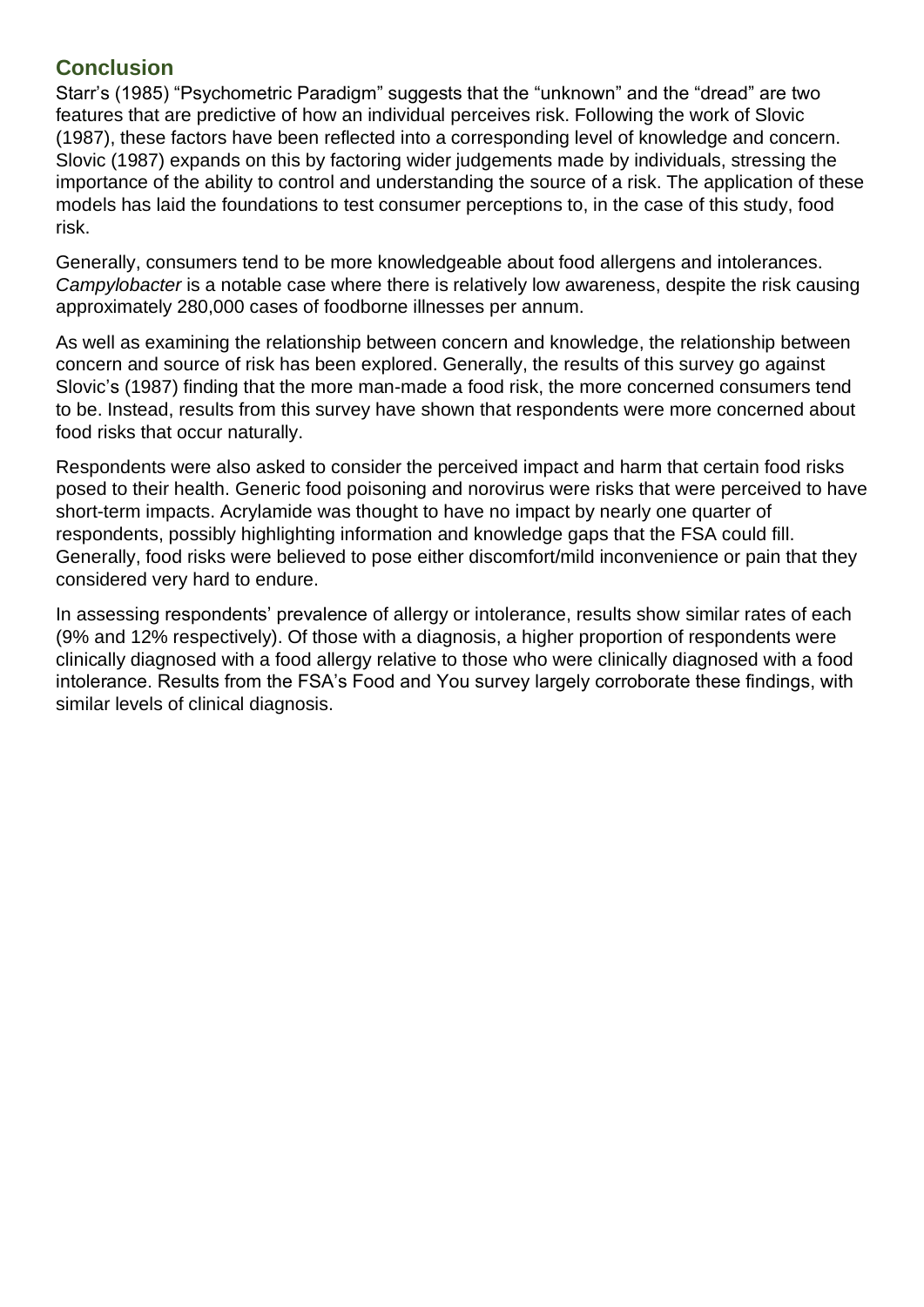## Conclusion

Starr's (1985) "Psychometric Paradigm" suggests that the "unknown" and the "dread" are two features that are predictive of how an individual perceives risk. Following the work of Slovic (1987), these factors have been reflected into a corresponding level of knowledge and concern. Slovic (1987) expands on this by factoring wider judgements made by individuals, stressing the importance of the ability to control and understanding the source of a risk. The application of these models has laid the foundations to test consumer perceptions to, in the case of this study, food risk.

Generally, consumers tend to be more knowledgeable about food allergens and intolerances. *Campylobacter* is a notable case where there is relatively low awareness, despite the risk causing approximately 280,000 cases of foodborne illnesses per annum.

As well as examining the relationship between concern and knowledge, the relationship between concern and source of risk has been explored. Generally, the results of this survey go against Slovic's (1987) finding that the more man-made a food risk, the more concerned consumers tend to be. Instead, results from this survey have shown that respondents were more concerned about food risks that occur naturally.

Respondents were also asked to consider the perceived impact and harm that certain food risks posed to their health. Generic food poisoning and norovirus were risks that were perceived to have short-term impacts. Acrylamide was thought to have no impact by nearly one quarter of respondents, possibly highlighting information and knowledge gaps that the FSA could fill. Generally, food risks were believed to pose either discomfort/mild inconvenience or pain that they considered very hard to endure.

In assessing respondents' prevalence of allergy or intolerance, results show similar rates of each (9% and 12% respectively). Of those with a diagnosis, a higher proportion of respondents were clinically diagnosed with a food allergy relative to those who were clinically diagnosed with a food intolerance. Results from the FSA's Food and You survey largely corroborate these findings, with similar levels of clinical diagnosis.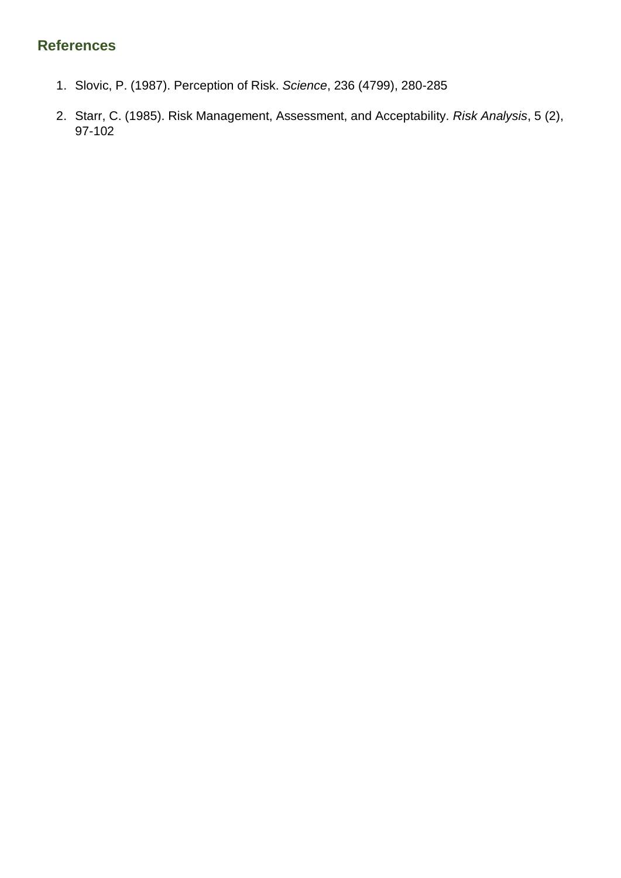## References

1. Slovic, P. (1987). Perception of Risk. *Science*, 236 (4799), 280-285

2. Starr, C. (1985). Risk Management, Assessment, and Acceptability. *Risk Analysis*, 5 (2), 97-102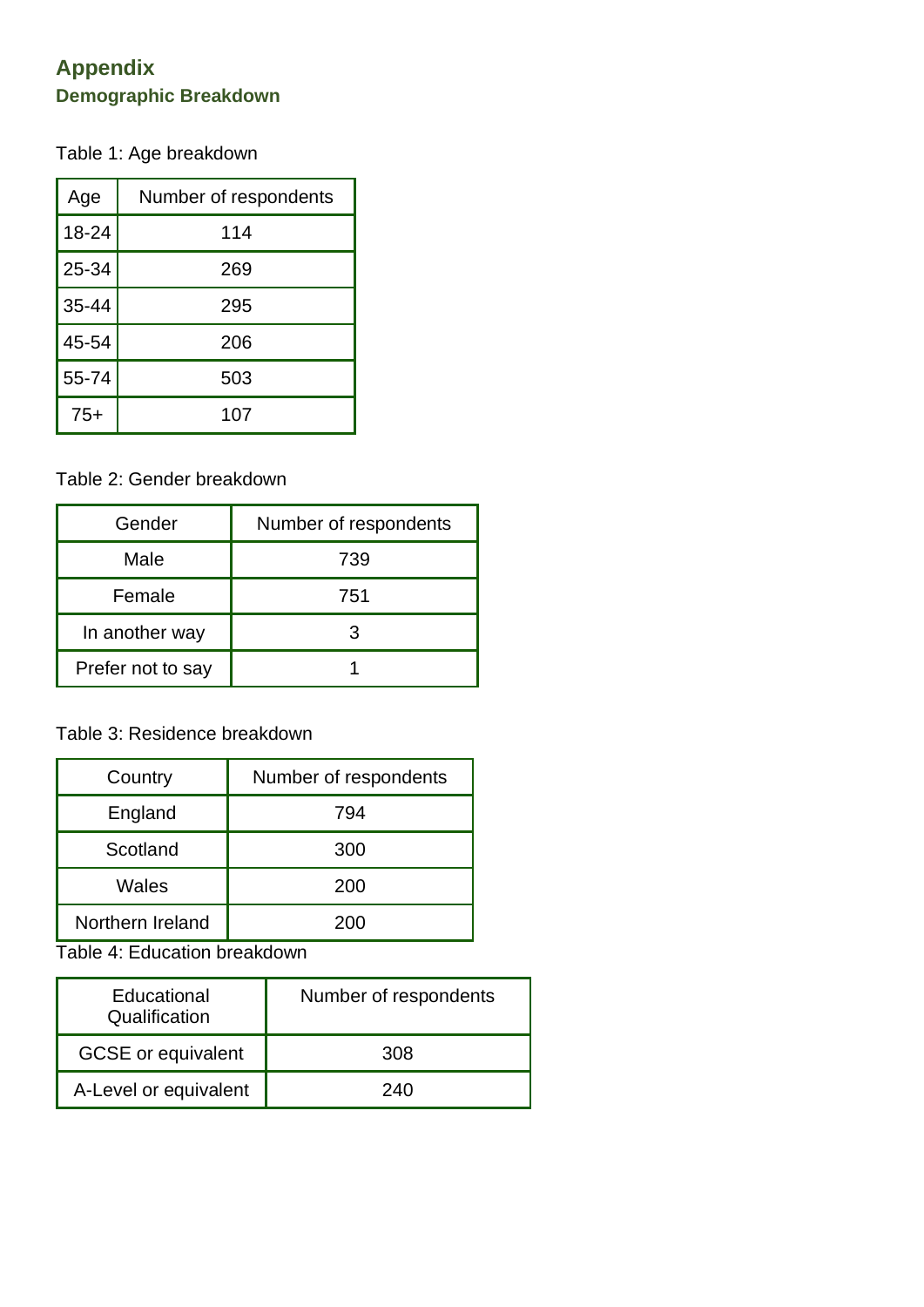# Appendix

## Demographic Breakdown

Table 1: Age breakdown

| Age | Number of respondents |
|---|---|
| 18-24 | 114 |
| 25-34 | 269 |
| 35-44 | 295 |
| 45-54 | 206 |
| 55-74 | 503 |
| 75+ | 107 |

Table 2: Gender breakdown

| Gender | Number of respondents |
|---|---|
| Male | 739 |
| Female | 751 |
| In another way | 3 |
| Prefer not to say | 1 |

Table 3: Residence breakdown

| Country | Number of respondents |
|---|---|
| England | 794 |
| Scotland | 300 |
| Wales | 200 |
| Northern Ireland | 200 |

Table 4: Education breakdown

| Educational Qualification | Number of respondents |
|---|---|
| GCSE or equivalent | 308 |
| A-Level or equivalent | 240 |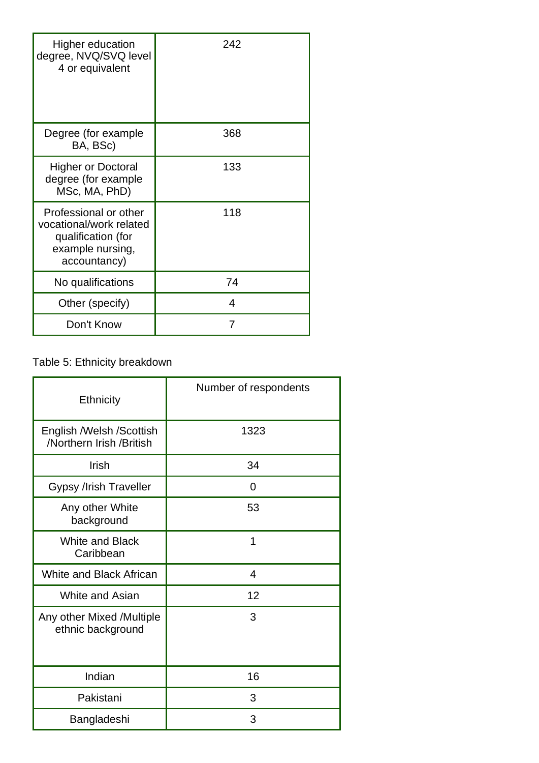| | |
|---|---|
| Higher education degree, NVQ/SVQ level 4 or equivalent | 242 |
| Degree (for example BA, BSc) | 368 |
| Higher or Doctoral degree (for example MSc, MA, PhD) | 133 |
| Professional or other vocational/work related qualification (for example nursing, accountancy) | 118 |
| No qualifications | 74 |
| Other (specify) | 4 |
| Don't Know | 7 |

Table 5: Ethnicity breakdown

| Ethnicity | Number of respondents |
|---|---|
| English /Welsh /Scottish /Northern Irish /British | 1323 |
| Irish | 34 |
| Gypsy /Irish Traveller | 0 |
| Any other White background | 53 |
| White and Black Caribbean | 1 |
| White and Black African | 4 |
| White and Asian | 12 |
| Any other Mixed /Multiple ethnic background | 3 |
| Indian | 16 |
| Pakistani | 3 |
| Bangladeshi | 3 |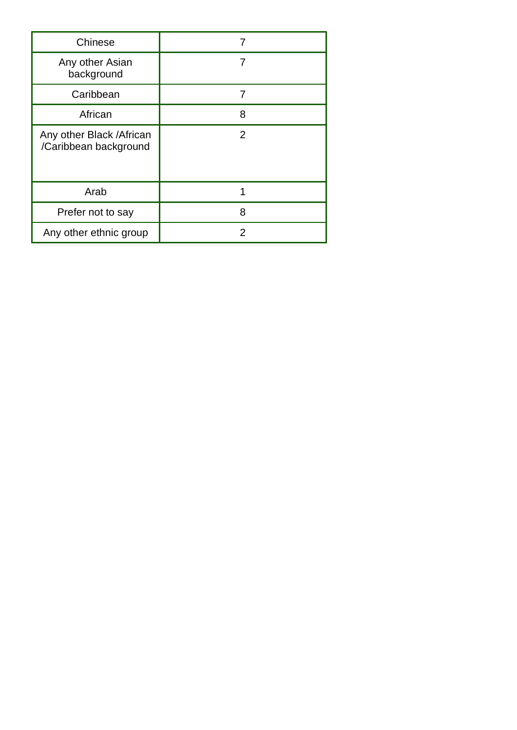| Chinese | 7 |
|---|---|
| Any other Asian background | 7 |
| Caribbean | 7 |
| African | 8 |
| Any other Black /African /Caribbean background | 2 |
| Arab | 1 |
| Prefer not to say | 8 |
| Any other ethnic group | 2 |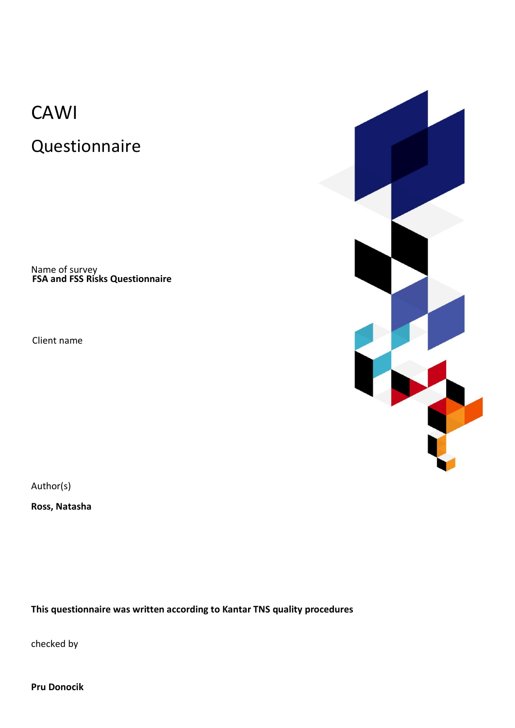# CAWI

# Questionnaire

Name of survey
**FSA and FSS Risks Questionnaire**

Client name

Author(s)

**Ross, Natasha**

**This questionnaire was written according to Kantar TNS quality procedures**

checked by

**Pru Donocik**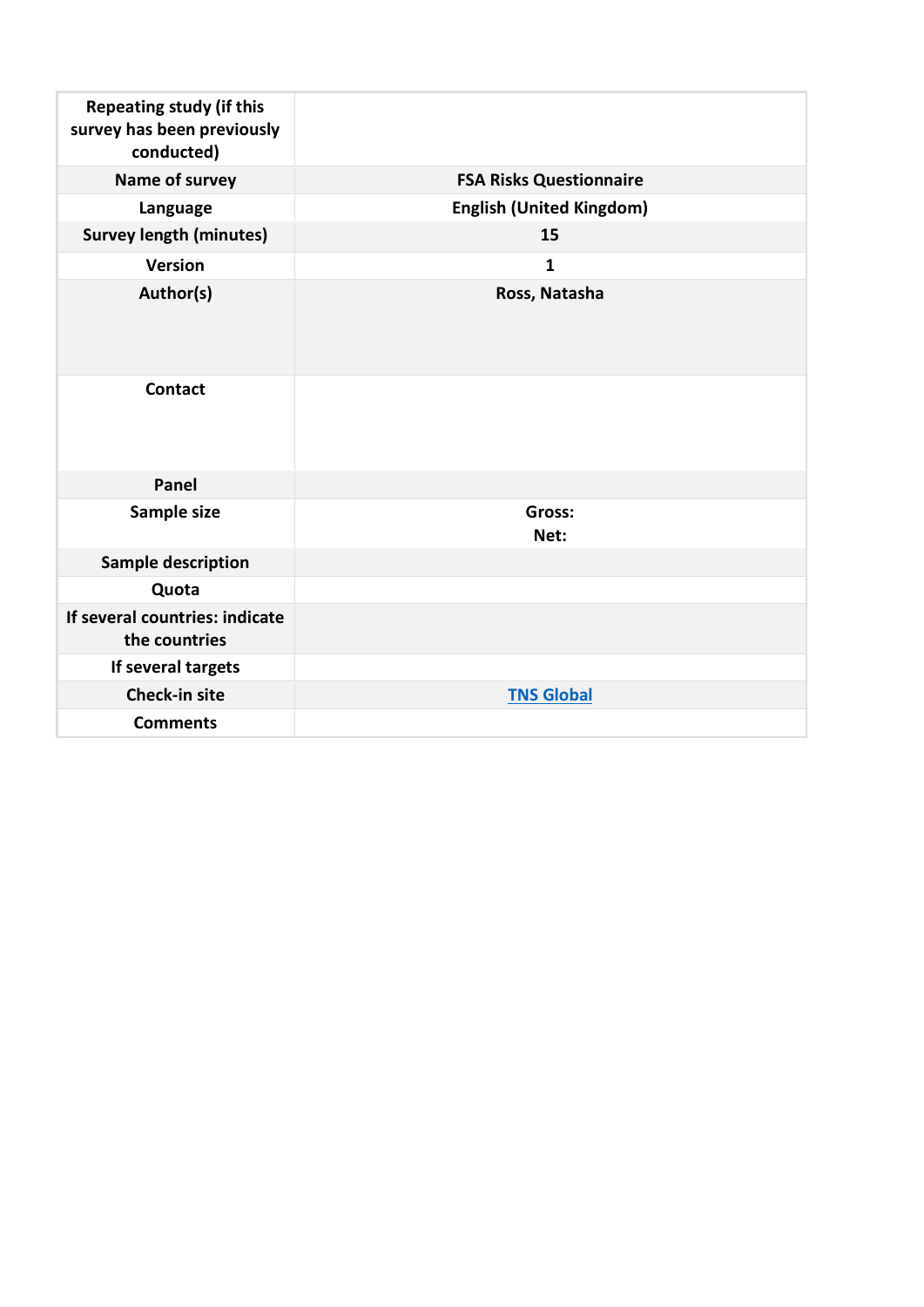| | |
|---|---|
| **Repeating study (if this survey has been previously conducted)** | |
| **Name of survey** | **FSA Risks Questionnaire** |
| **Language** | **English (United Kingdom)** |
| **Survey length (minutes)** | **15** |
| **Version** | **1** |
| **Author(s)** | **Ross, Natasha** |
| **Contact** | |
| **Panel** | |
| **Sample size** | **Gross:** **Net:** |
| **Sample description** | |
| **Quota** | |
| **If several countries: indicate the countries** | |
| **If several targets** | |
| **Check-in site** | **TNS Global** |
| **Comments** | |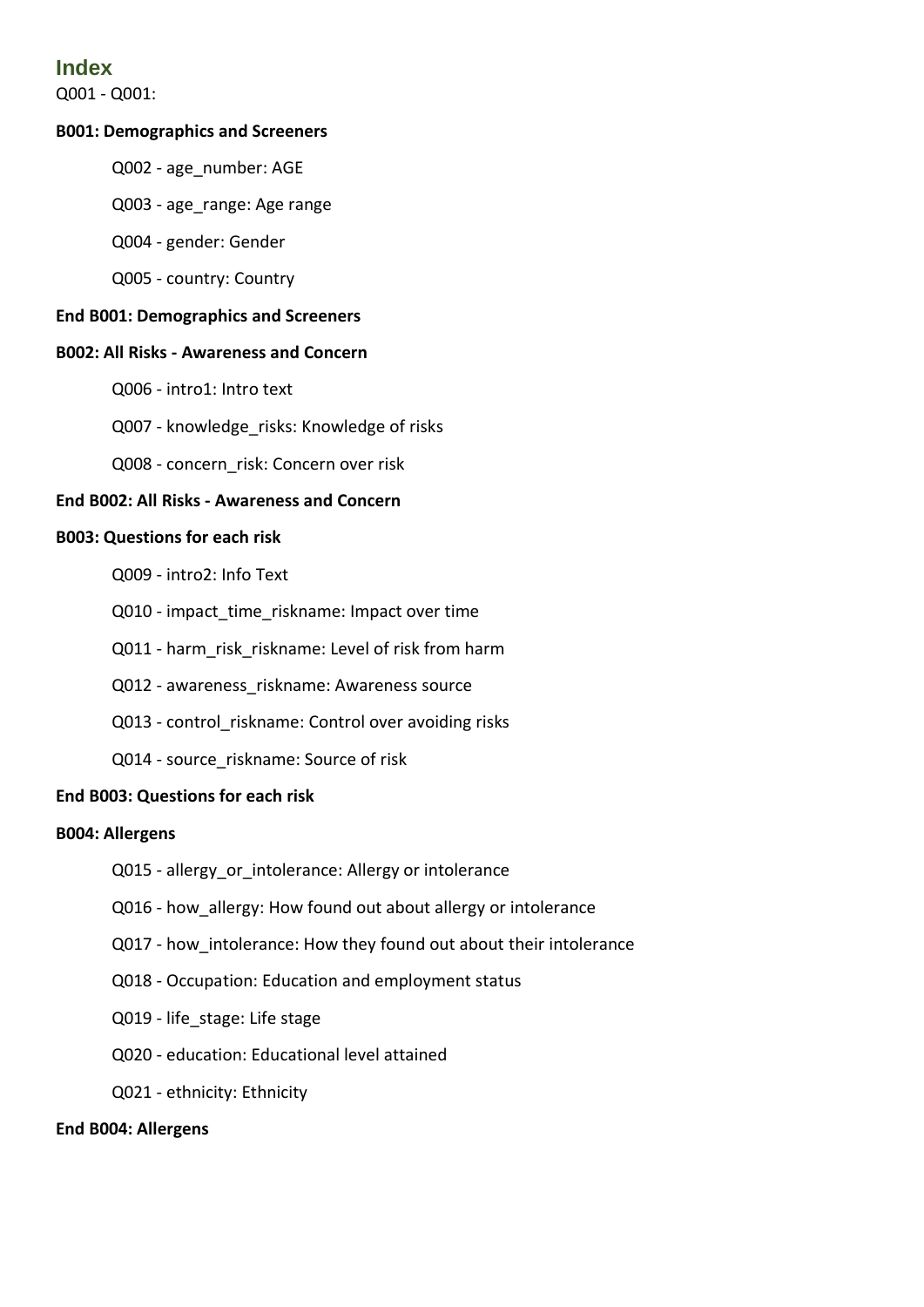## Index

Q001 - Q001:

**B001: Demographics and Screeners**

- Q002 - age_number: AGE
- Q003 - age_range: Age range
- Q004 - gender: Gender
- Q005 - country: Country

**End B001: Demographics and Screeners**

**B002: All Risks - Awareness and Concern**

- Q006 - intro1: Intro text
- Q007 - knowledge_risks: Knowledge of risks
- Q008 - concern_risk: Concern over risk

**End B002: All Risks - Awareness and Concern**

**B003: Questions for each risk**

- Q009 - intro2: Info Text
- Q010 - impact_time_riskname: Impact over time
- Q011 - harm_risk_riskname: Level of risk from harm
- Q012 - awareness_riskname: Awareness source
- Q013 - control_riskname: Control over avoiding risks
- Q014 - source_riskname: Source of risk

**End B003: Questions for each risk**

**B004: Allergens**

- Q015 - allergy_or_intolerance: Allergy or intolerance
- Q016 - how_allergy: How found out about allergy or intolerance
- Q017 - how_intolerance: How they found out about their intolerance
- Q018 - Occupation: Education and employment status
- Q019 - life_stage: Life stage
- Q020 - education: Educational level attained
- Q021 - ethnicity: Ethnicity

**End B004: Allergens**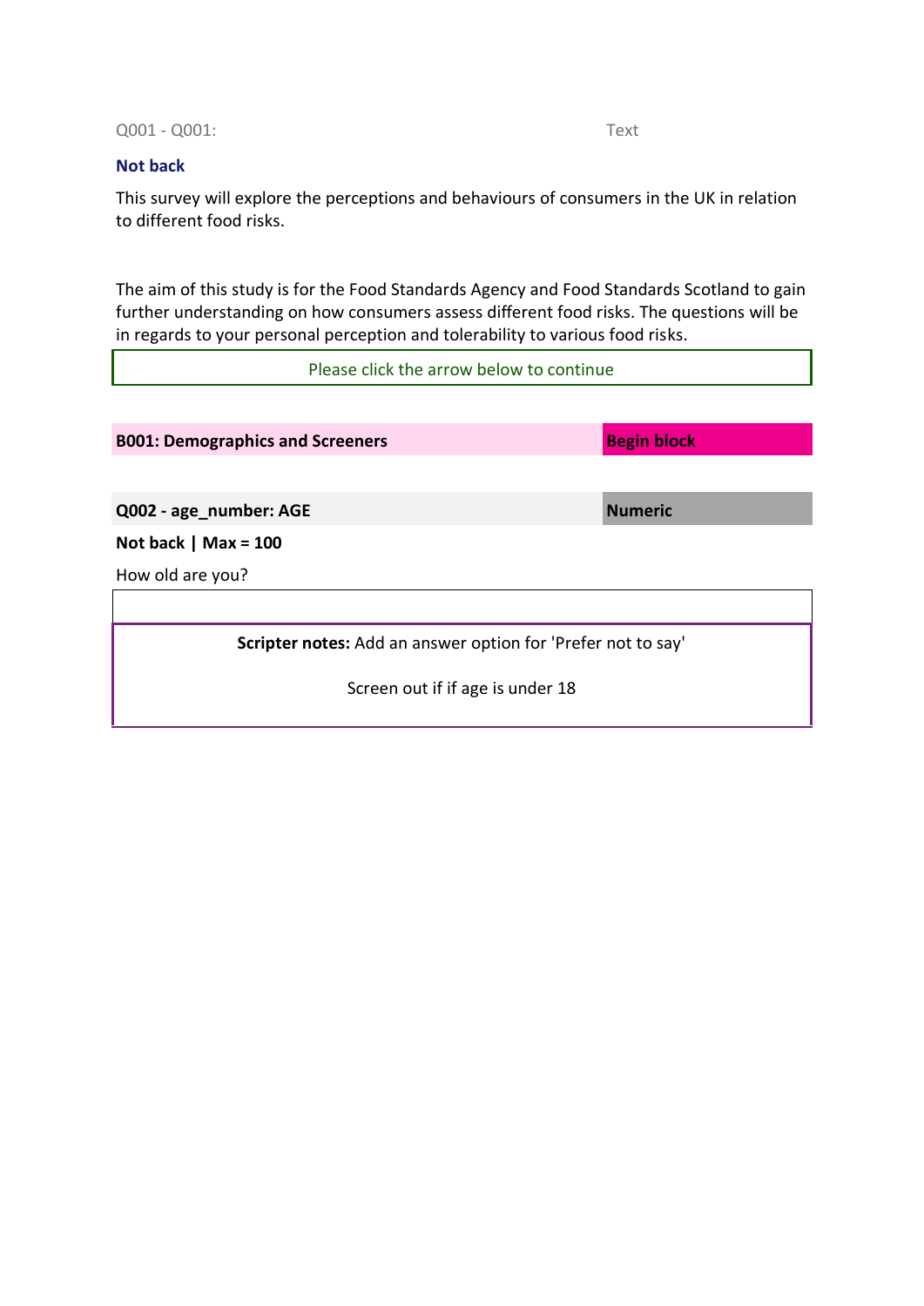Q001 - Q001: Text

**Not back**

This survey will explore the perceptions and behaviours of consumers in the UK in relation to different food risks.

The aim of this study is for the Food Standards Agency and Food Standards Scotland to gain further understanding on how consumers assess different food risks. The questions will be in regards to your personal perception and tolerability to various food risks.

Please click the arrow below to continue

**B001: Demographics and Screeners** **Begin block**

**Q002 - age_number: AGE** **Numeric**

**Not back | Max = 100**

How old are you?

**Scripter notes:** Add an answer option for 'Prefer not to say'

Screen out if if age is under 18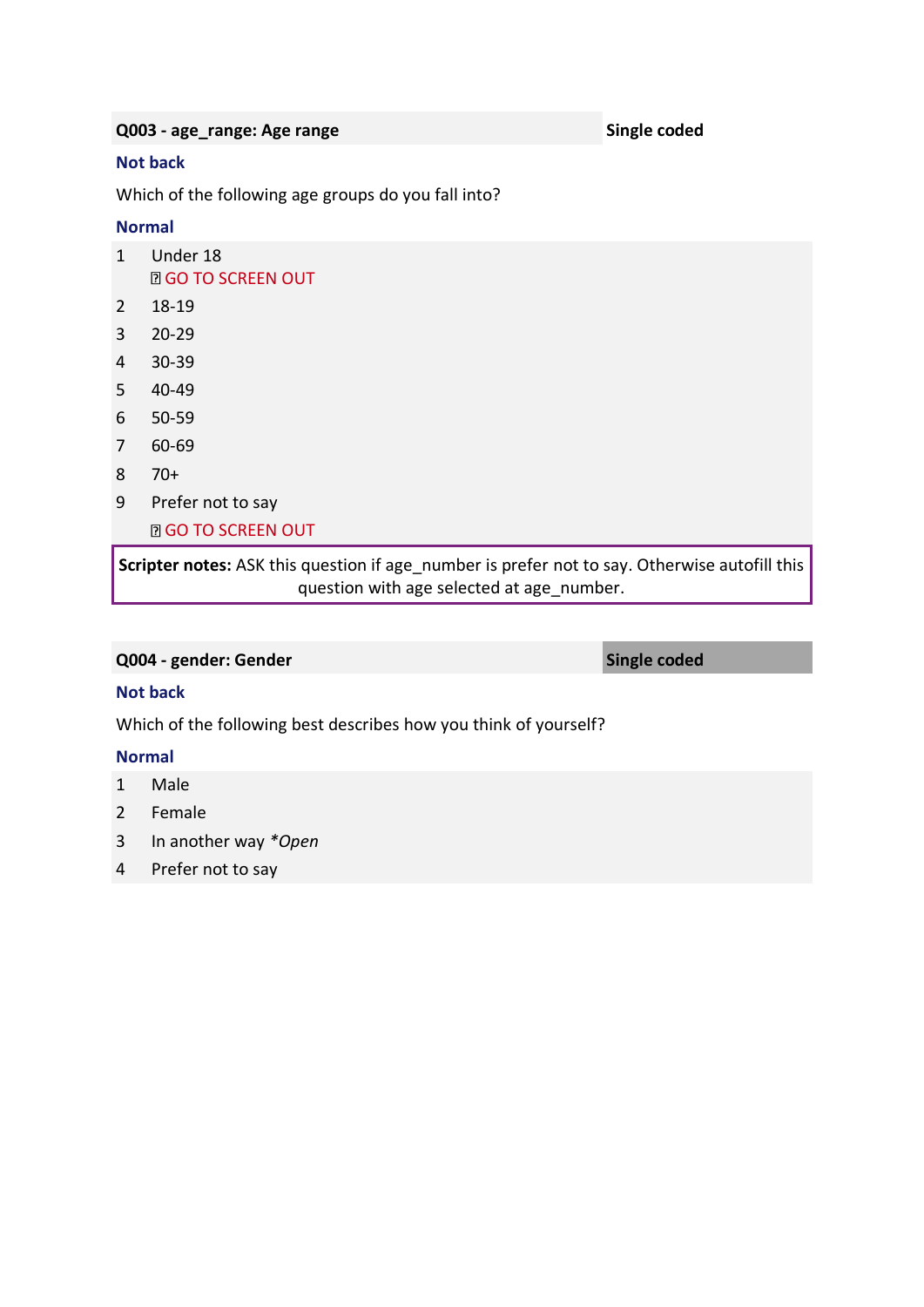**Q003 - age_range: Age range** | **Single coded**

**Not back**

Which of the following age groups do you fall into?

**Normal**

1 Under 18
  → GO TO SCREEN OUT
2 18-19
3 20-29
4 30-39
5 40-49
6 50-59
7 60-69
8 70+
9 Prefer not to say
  → GO TO SCREEN OUT

**Scripter notes:** ASK this question if age_number is prefer not to say. Otherwise autofill this question with age selected at age_number.

**Q004 - gender: Gender** | **Single coded**

**Not back**

Which of the following best describes how you think of yourself?

**Normal**

1 Male
2 Female
3 In another way *Open*
4 Prefer not to say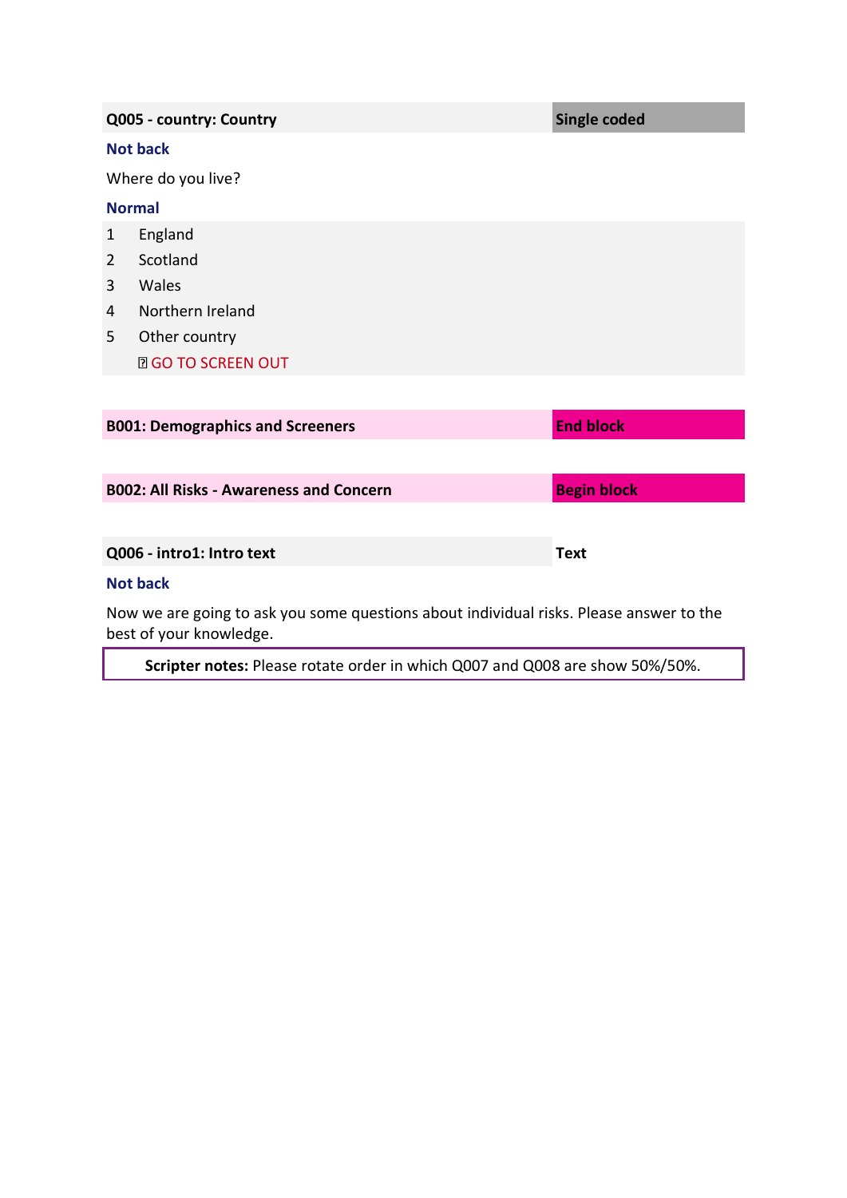| Q005 - country: Country | Single coded |
|---|---|

**Not back**

Where do you live?

**Normal**

1 England
2 Scotland
3 Wales
4 Northern Ireland
5 Other country
  ⊠ GO TO SCREEN OUT

| B001: Demographics and Screeners | End block |
|---|---|

| B002: All Risks - Awareness and Concern | Begin block |
|---|---|

| Q006 - intro1: Intro text | Text |
|---|---|

**Not back**

Now we are going to ask you some questions about individual risks. Please answer to the best of your knowledge.

**Scripter notes:** Please rotate order in which Q007 and Q008 are show 50%/50%.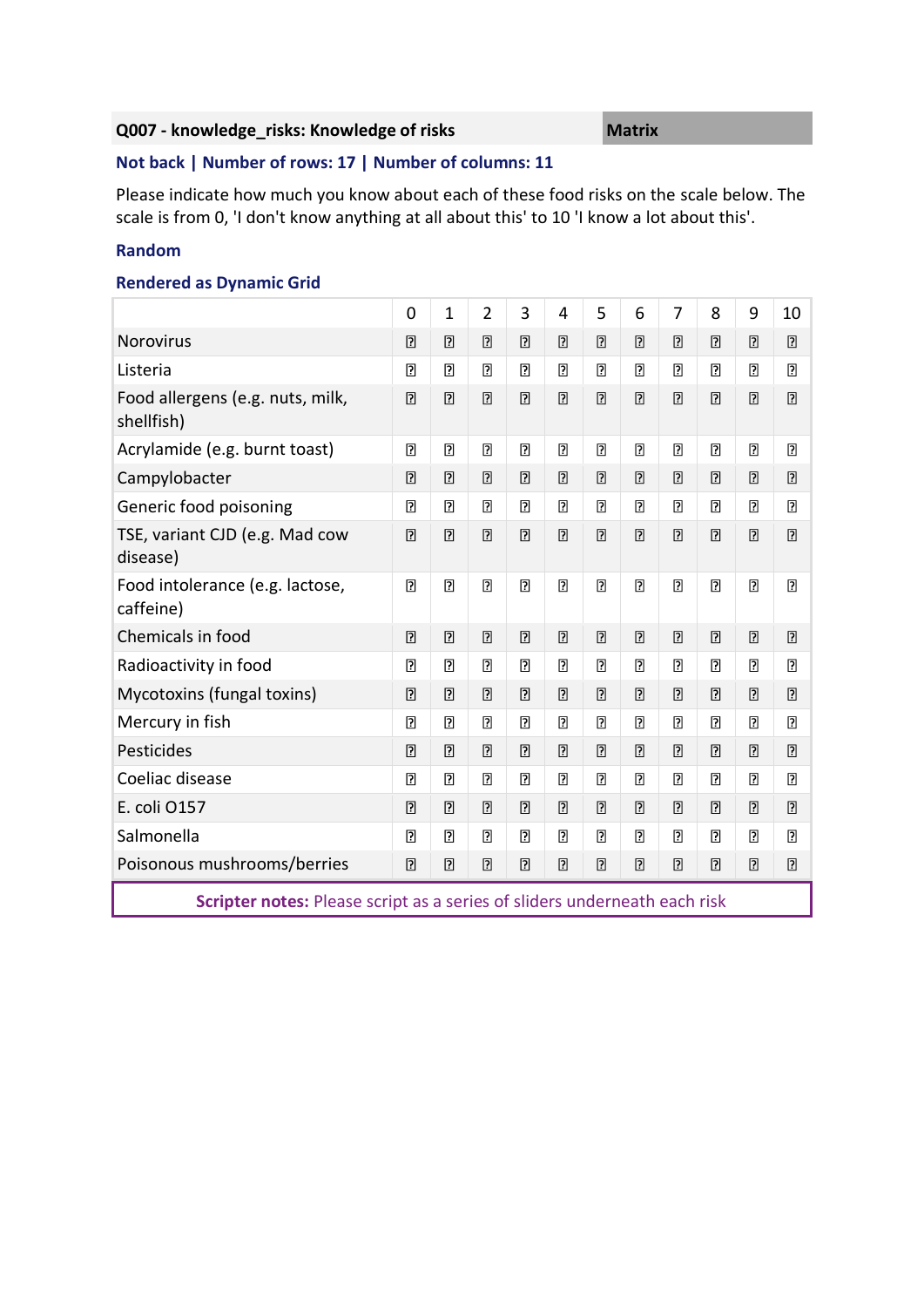**Q007 - knowledge_risks: Knowledge of risks** | **Matrix**

**Not back | Number of rows: 17 | Number of columns: 11**

Please indicate how much you know about each of these food risks on the scale below. The scale is from 0, 'I don't know anything at all about this' to 10 'I know a lot about this'.

**Random**

**Rendered as Dynamic Grid**

| | 0 | 1 | 2 | 3 | 4 | 5 | 6 | 7 | 8 | 9 | 10 |
|---|---|---|---|---|---|---|---|---|---|---|---|
| Norovirus | ☐ | ☐ | ☐ | ☐ | ☐ | ☐ | ☐ | ☐ | ☐ | ☐ | ☐ |
| Listeria | ☐ | ☐ | ☐ | ☐ | ☐ | ☐ | ☐ | ☐ | ☐ | ☐ | ☐ |
| Food allergens (e.g. nuts, milk, shellfish) | ☐ | ☐ | ☐ | ☐ | ☐ | ☐ | ☐ | ☐ | ☐ | ☐ | ☐ |
| Acrylamide (e.g. burnt toast) | ☐ | ☐ | ☐ | ☐ | ☐ | ☐ | ☐ | ☐ | ☐ | ☐ | ☐ |
| Campylobacter | ☐ | ☐ | ☐ | ☐ | ☐ | ☐ | ☐ | ☐ | ☐ | ☐ | ☐ |
| Generic food poisoning | ☐ | ☐ | ☐ | ☐ | ☐ | ☐ | ☐ | ☐ | ☐ | ☐ | ☐ |
| TSE, variant CJD (e.g. Mad cow disease) | ☐ | ☐ | ☐ | ☐ | ☐ | ☐ | ☐ | ☐ | ☐ | ☐ | ☐ |
| Food intolerance (e.g. lactose, caffeine) | ☐ | ☐ | ☐ | ☐ | ☐ | ☐ | ☐ | ☐ | ☐ | ☐ | ☐ |
| Chemicals in food | ☐ | ☐ | ☐ | ☐ | ☐ | ☐ | ☐ | ☐ | ☐ | ☐ | ☐ |
| Radioactivity in food | ☐ | ☐ | ☐ | ☐ | ☐ | ☐ | ☐ | ☐ | ☐ | ☐ | ☐ |
| Mycotoxins (fungal toxins) | ☐ | ☐ | ☐ | ☐ | ☐ | ☐ | ☐ | ☐ | ☐ | ☐ | ☐ |
| Mercury in fish | ☐ | ☐ | ☐ | ☐ | ☐ | ☐ | ☐ | ☐ | ☐ | ☐ | ☐ |
| Pesticides | ☐ | ☐ | ☐ | ☐ | ☐ | ☐ | ☐ | ☐ | ☐ | ☐ | ☐ |
| Coeliac disease | ☐ | ☐ | ☐ | ☐ | ☐ | ☐ | ☐ | ☐ | ☐ | ☐ | ☐ |
| E. coli O157 | ☐ | ☐ | ☐ | ☐ | ☐ | ☐ | ☐ | ☐ | ☐ | ☐ | ☐ |
| Salmonella | ☐ | ☐ | ☐ | ☐ | ☐ | ☐ | ☐ | ☐ | ☐ | ☐ | ☐ |
| Poisonous mushrooms/berries | ☐ | ☐ | ☐ | ☐ | ☐ | ☐ | ☐ | ☐ | ☐ | ☐ | ☐ |

**Scripter notes:** Please script as a series of sliders underneath each risk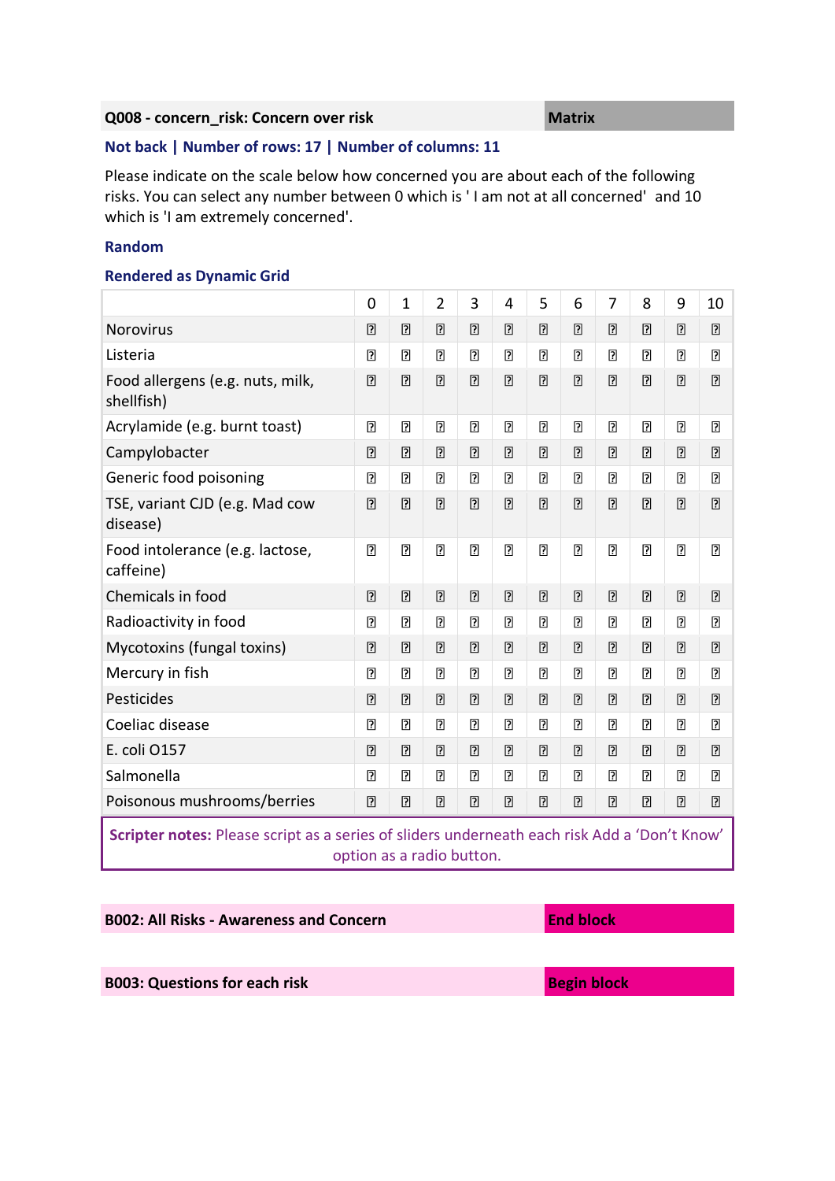**Q008 - concern_risk: Concern over risk** | **Matrix**

**Not back | Number of rows: 17 | Number of columns: 11**

Please indicate on the scale below how concerned you are about each of the following risks. You can select any number between 0 which is ' I am not at all concerned' and 10 which is 'I am extremely concerned'.

**Random**

**Rendered as Dynamic Grid**

| | 0 | 1 | 2 | 3 | 4 | 5 | 6 | 7 | 8 | 9 | 10 |
|---|---|---|---|---|---|---|---|---|---|---|---|
| Norovirus | ☐ | ☐ | ☐ | ☐ | ☐ | ☐ | ☐ | ☐ | ☐ | ☐ | ☐ |
| Listeria | ☐ | ☐ | ☐ | ☐ | ☐ | ☐ | ☐ | ☐ | ☐ | ☐ | ☐ |
| Food allergens (e.g. nuts, milk, shellfish) | ☐ | ☐ | ☐ | ☐ | ☐ | ☐ | ☐ | ☐ | ☐ | ☐ | ☐ |
| Acrylamide (e.g. burnt toast) | ☐ | ☐ | ☐ | ☐ | ☐ | ☐ | ☐ | ☐ | ☐ | ☐ | ☐ |
| Campylobacter | ☐ | ☐ | ☐ | ☐ | ☐ | ☐ | ☐ | ☐ | ☐ | ☐ | ☐ |
| Generic food poisoning | ☐ | ☐ | ☐ | ☐ | ☐ | ☐ | ☐ | ☐ | ☐ | ☐ | ☐ |
| TSE, variant CJD (e.g. Mad cow disease) | ☐ | ☐ | ☐ | ☐ | ☐ | ☐ | ☐ | ☐ | ☐ | ☐ | ☐ |
| Food intolerance (e.g. lactose, caffeine) | ☐ | ☐ | ☐ | ☐ | ☐ | ☐ | ☐ | ☐ | ☐ | ☐ | ☐ |
| Chemicals in food | ☐ | ☐ | ☐ | ☐ | ☐ | ☐ | ☐ | ☐ | ☐ | ☐ | ☐ |
| Radioactivity in food | ☐ | ☐ | ☐ | ☐ | ☐ | ☐ | ☐ | ☐ | ☐ | ☐ | ☐ |
| Mycotoxins (fungal toxins) | ☐ | ☐ | ☐ | ☐ | ☐ | ☐ | ☐ | ☐ | ☐ | ☐ | ☐ |
| Mercury in fish | ☐ | ☐ | ☐ | ☐ | ☐ | ☐ | ☐ | ☐ | ☐ | ☐ | ☐ |
| Pesticides | ☐ | ☐ | ☐ | ☐ | ☐ | ☐ | ☐ | ☐ | ☐ | ☐ | ☐ |
| Coeliac disease | ☐ | ☐ | ☐ | ☐ | ☐ | ☐ | ☐ | ☐ | ☐ | ☐ | ☐ |
| E. coli O157 | ☐ | ☐ | ☐ | ☐ | ☐ | ☐ | ☐ | ☐ | ☐ | ☐ | ☐ |
| Salmonella | ☐ | ☐ | ☐ | ☐ | ☐ | ☐ | ☐ | ☐ | ☐ | ☐ | ☐ |
| Poisonous mushrooms/berries | ☐ | ☐ | ☐ | ☐ | ☐ | ☐ | ☐ | ☐ | ☐ | ☐ | ☐ |

**Scripter notes:** Please script as a series of sliders underneath each risk Add a 'Don't Know' option as a radio button.

**B002: All Risks - Awareness and Concern** | **End block**

**B003: Questions for each risk** | **Begin block**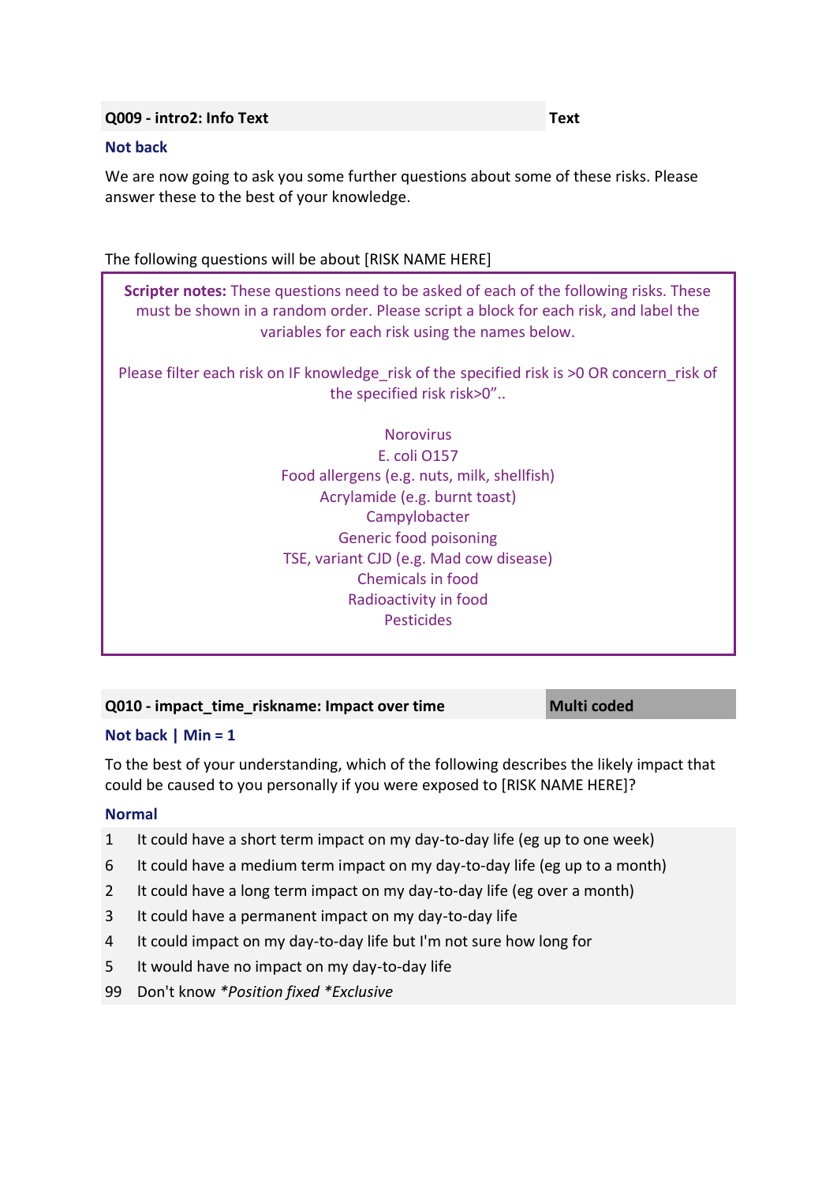| Q009 - intro2: Info Text | Text |
|---|---|

**Not back**

We are now going to ask you some further questions about some of these risks. Please answer these to the best of your knowledge.

The following questions will be about [RISK NAME HERE]

> **Scripter notes:** These questions need to be asked of each of the following risks. These must be shown in a random order. Please script a block for each risk, and label the variables for each risk using the names below.
>
> Please filter each risk on IF knowledge_risk of the specified risk is >0 OR concern_risk of the specified risk risk>0”..
>
> Norovirus
> E. coli O157
> Food allergens (e.g. nuts, milk, shellfish)
> Acrylamide (e.g. burnt toast)
> Campylobacter
> Generic food poisoning
> TSE, variant CJD (e.g. Mad cow disease)
> Chemicals in food
> Radioactivity in food
> Pesticides

| Q010 - impact_time_riskname: Impact over time | Multi coded |
|---|---|

**Not back | Min = 1**

To the best of your understanding, which of the following describes the likely impact that could be caused to you personally if you were exposed to [RISK NAME HERE]?

**Normal**

| | |
|---|---|
| 1 | It could have a short term impact on my day-to-day life (eg up to one week) |
| 6 | It could have a medium term impact on my day-to-day life (eg up to a month) |
| 2 | It could have a long term impact on my day-to-day life (eg over a month) |
| 3 | It could have a permanent impact on my day-to-day life |
| 4 | It could impact on my day-to-day life but I'm not sure how long for |
| 5 | It would have no impact on my day-to-day life |
| 99 | Don't know *\*Position fixed \*Exclusive* |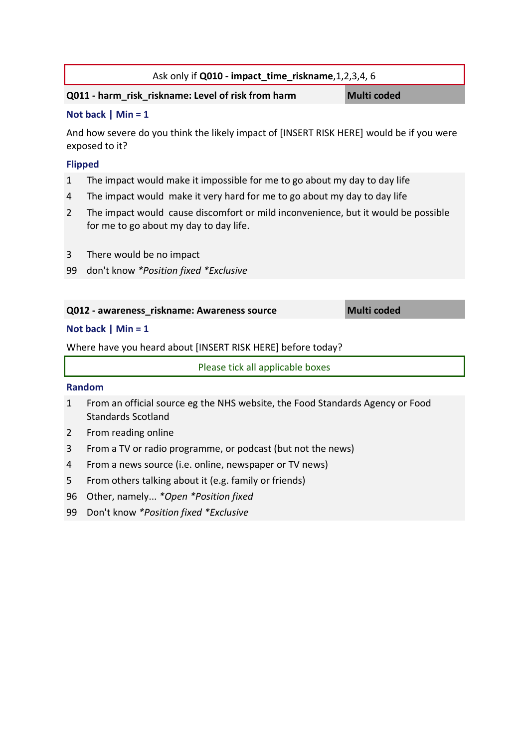Ask only if **Q010 - impact_time_riskname**,1,2,3,4, 6

**Q011 - harm_risk_riskname: Level of risk from harm** | **Multi coded**

**Not back | Min = 1**

And how severe do you think the likely impact of [INSERT RISK HERE] would be if you were exposed to it?

**Flipped**

1 The impact would make it impossible for me to go about my day to day life
4 The impact would make it very hard for me to go about my day to day life
2 The impact would cause discomfort or mild inconvenience, but it would be possible for me to go about my day to day life.

3 There would be no impact
99 don't know *\*Position fixed \*Exclusive*

**Q012 - awareness_riskname: Awareness source** | **Multi coded**

**Not back | Min = 1**

Where have you heard about [INSERT RISK HERE] before today?

Please tick all applicable boxes

**Random**

1 From an official source eg the NHS website, the Food Standards Agency or Food Standards Scotland
2 From reading online
3 From a TV or radio programme, or podcast (but not the news)
4 From a news source (i.e. online, newspaper or TV news)
5 From others talking about it (e.g. family or friends)
96 Other, namely... *\*Open \*Position fixed*
99 Don't know *\*Position fixed \*Exclusive*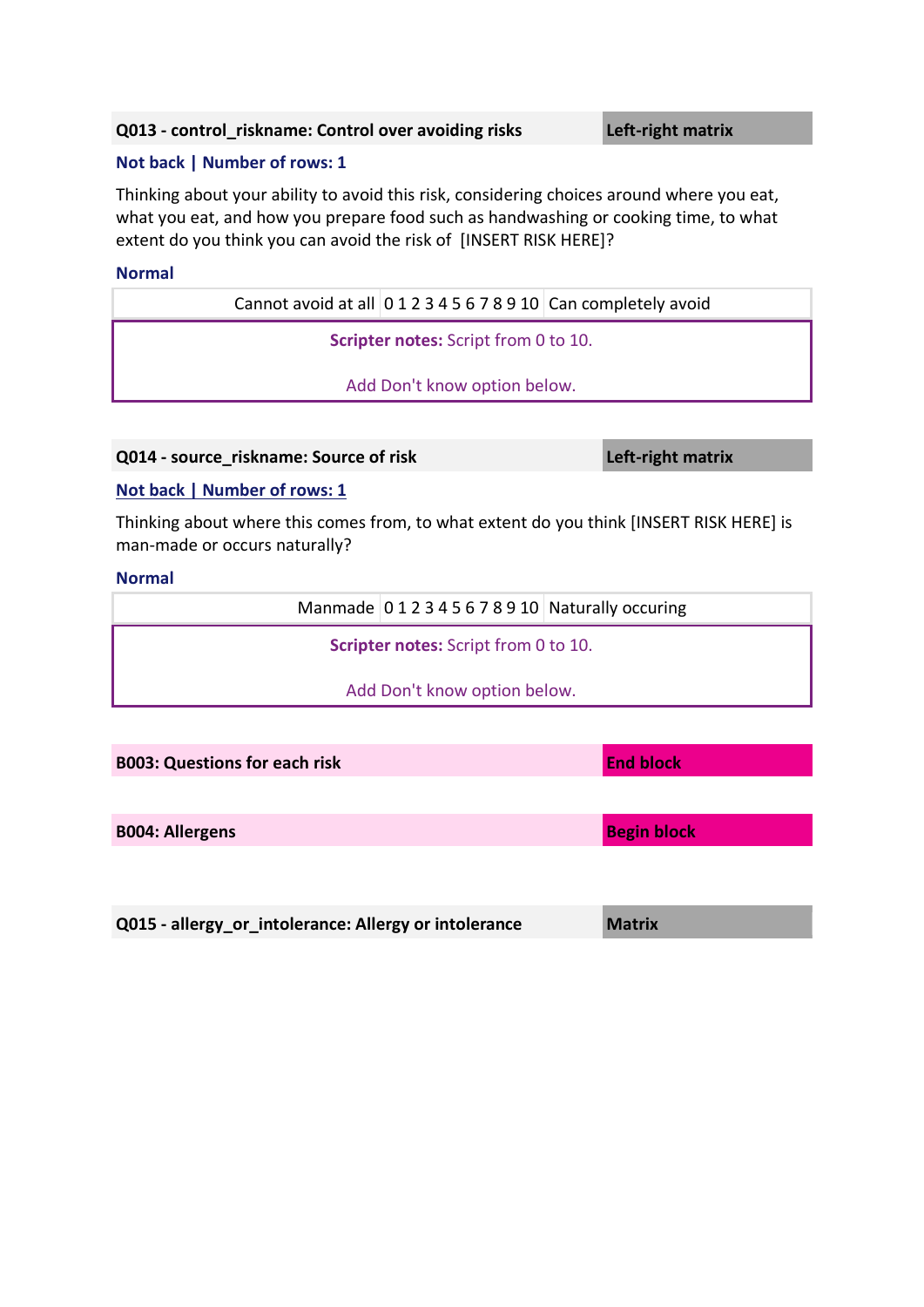| **Q013 - control_riskname: Control over avoiding risks** | **Left-right matrix** |
|---|---|

**Not back | Number of rows: 1**

Thinking about your ability to avoid this risk, considering choices around where you eat, what you eat, and how you prepare food such as handwashing or cooking time, to what extent do you think you can avoid the risk of [INSERT RISK HERE]?

**Normal**

| Cannot avoid at all | 0 1 2 3 4 5 6 7 8 9 10 | Can completely avoid |
|---|---|---|

**Scripter notes:** Script from 0 to 10.

Add Don't know option below.

| **Q014 - source_riskname: Source of risk** | **Left-right matrix** |
|---|---|

**Not back | Number of rows: 1**

Thinking about where this comes from, to what extent do you think [INSERT RISK HERE] is man-made or occurs naturally?

**Normal**

| Manmade | 0 1 2 3 4 5 6 7 8 9 10 | Naturally occuring |
|---|---|---|

**Scripter notes:** Script from 0 to 10.

Add Don't know option below.

| **B003: Questions for each risk** | **End block** |
|---|---|

| **B004: Allergens** | **Begin block** |
|---|---|

| **Q015 - allergy_or_intolerance: Allergy or intolerance** | **Matrix** |
|---|---|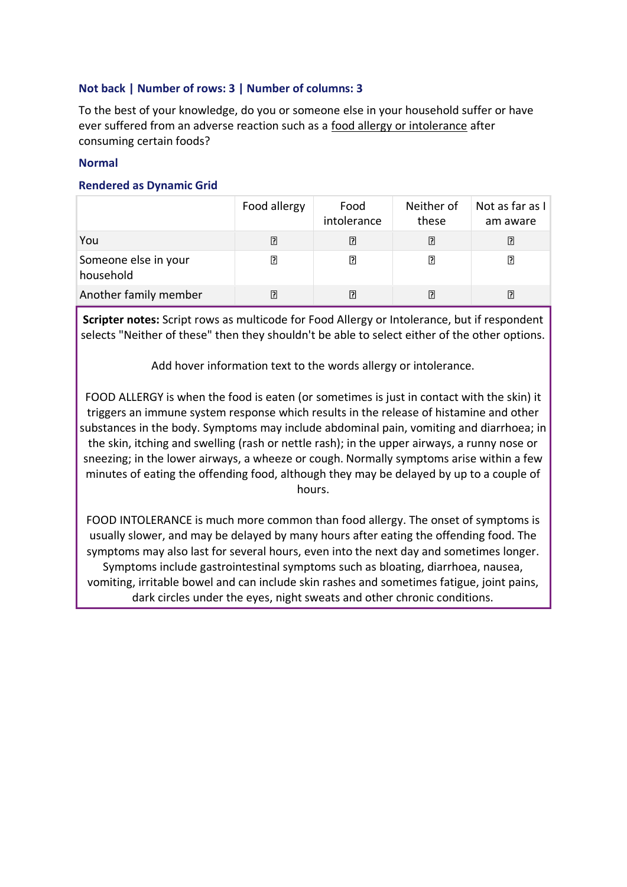**Not back | Number of rows: 3 | Number of columns: 3**

To the best of your knowledge, do you or someone else in your household suffer or have ever suffered from an adverse reaction such as a food allergy or intolerance after consuming certain foods?

**Normal**

**Rendered as Dynamic Grid**

| | Food allergy | Food intolerance | Neither of these | Not as far as I am aware |
|---|---|---|---|---|
| You | ☐ | ☐ | ☐ | ☐ |
| Someone else in your household | ☐ | ☐ | ☐ | ☐ |
| Another family member | ☐ | ☐ | ☐ | ☐ |

**Scripter notes:** Script rows as multicode for Food Allergy or Intolerance, but if respondent selects "Neither of these" then they shouldn't be able to select either of the other options.

Add hover information text to the words allergy or intolerance.

FOOD ALLERGY is when the food is eaten (or sometimes is just in contact with the skin) it triggers an immune system response which results in the release of histamine and other substances in the body. Symptoms may include abdominal pain, vomiting and diarrhoea; in the skin, itching and swelling (rash or nettle rash); in the upper airways, a runny nose or sneezing; in the lower airways, a wheeze or cough. Normally symptoms arise within a few minutes of eating the offending food, although they may be delayed by up to a couple of hours.

FOOD INTOLERANCE is much more common than food allergy. The onset of symptoms is usually slower, and may be delayed by many hours after eating the offending food. The symptoms may also last for several hours, even into the next day and sometimes longer. Symptoms include gastrointestinal symptoms such as bloating, diarrhoea, nausea, vomiting, irritable bowel and can include skin rashes and sometimes fatigue, joint pains, dark circles under the eyes, night sweats and other chronic conditions.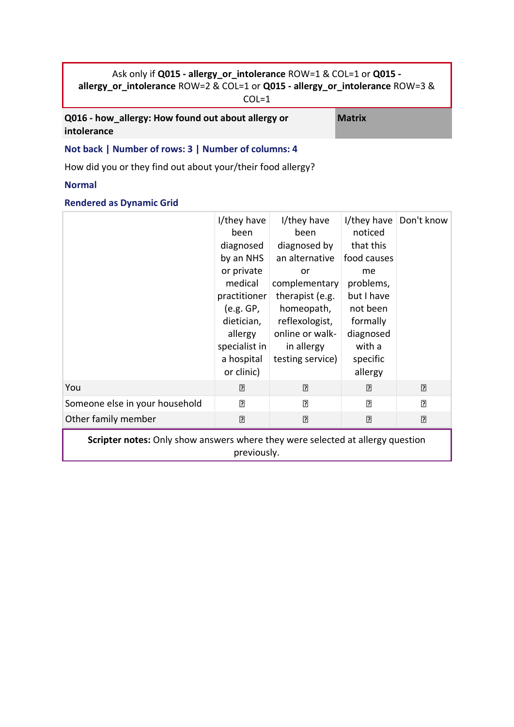Ask only if **Q015 - allergy_or_intolerance** ROW=1 & COL=1 or **Q015 - allergy_or_intolerance** ROW=2 & COL=1 or **Q015 - allergy_or_intolerance** ROW=3 & COL=1

| **Q016 - how_allergy: How found out about allergy or intolerance** | **Matrix** |
|---|---|

**Not back | Number of rows: 3 | Number of columns: 4**

How did you or they find out about your/their food allergy?

**Normal**

**Rendered as Dynamic Grid**

| | I/they have been diagnosed by an NHS or private medical practitioner (e.g. GP, dietician, allergy specialist in a hospital or clinic) | I/they have been diagnosed by an alternative or complementary therapist (e.g. homeopath, reflexologist, online or walk-in allergy testing service) | I/they have noticed that this food causes me problems, but I have not been formally diagnosed with a specific allergy | Don't know |
|---|---|---|---|---|
| You | ☐ | ☐ | ☐ | ☐ |
| Someone else in your household | ☐ | ☐ | ☐ | ☐ |
| Other family member | ☐ | ☐ | ☐ | ☐ |

**Scripter notes:** Only show answers where they were selected at allergy question previously.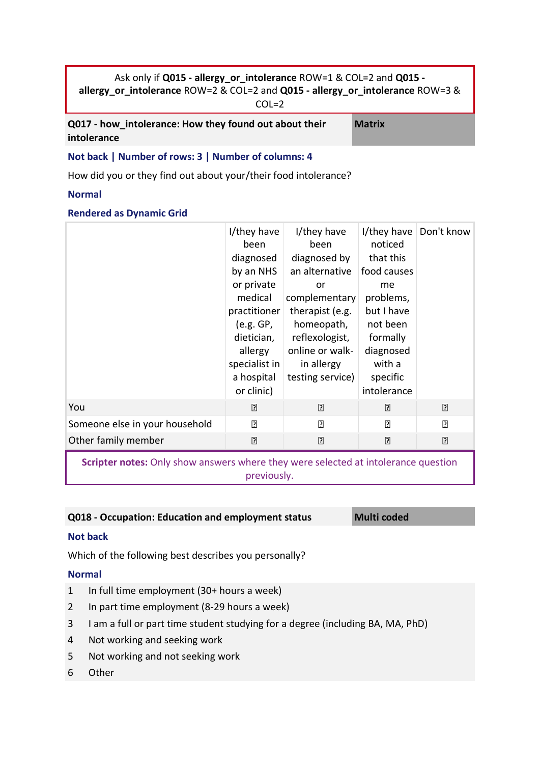Ask only if **Q015 - allergy_or_intolerance** ROW=1 & COL=2 and **Q015 - allergy_or_intolerance** ROW=2 & COL=2 and **Q015 - allergy_or_intolerance** ROW=3 & COL=2

**Q017 - how_intolerance: How they found out about their intolerance** | **Matrix**

**Not back | Number of rows: 3 | Number of columns: 4**

How did you or they find out about your/their food intolerance?

**Normal**

**Rendered as Dynamic Grid**

| | I/they have been diagnosed by an NHS or private medical practitioner (e.g. GP, dietician, allergy specialist in a hospital or clinic) | I/they have been diagnosed by an alternative or complementary therapist (e.g. homeopath, reflexologist, online or walk-in allergy testing service) | I/they have noticed that this food causes me problems, but I have not been formally diagnosed with a specific intolerance | Don't know |
|---|---|---|---|---|
| You | ☐ | ☐ | ☐ | ☐ |
| Someone else in your household | ☐ | ☐ | ☐ | ☐ |
| Other family member | ☐ | ☐ | ☐ | ☐ |

**Scripter notes:** Only show answers where they were selected at intolerance question previously.

**Q018 - Occupation: Education and employment status** | **Multi coded**

**Not back**

Which of the following best describes you personally?

**Normal**

1. In full time employment (30+ hours a week)
2. In part time employment (8-29 hours a week)
3. I am a full or part time student studying for a degree (including BA, MA, PhD)
4. Not working and seeking work
5. Not working and not seeking work
6. Other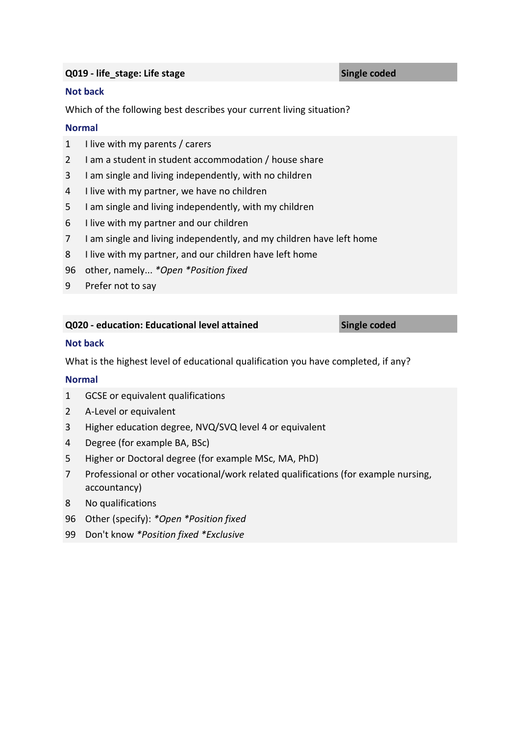**Q019 - life_stage: Life stage** | **Single coded**

**Not back**

Which of the following best describes your current living situation?

**Normal**

| | |
|---|---|
| 1 | I live with my parents / carers |
| 2 | I am a student in student accommodation / house share |
| 3 | I am single and living independently, with no children |
| 4 | I live with my partner, we have no children |
| 5 | I am single and living independently, with my children |
| 6 | I live with my partner and our children |
| 7 | I am single and living independently, and my children have left home |
| 8 | I live with my partner, and our children have left home |
| 96 | other, namely... *\*Open \*Position fixed* |
| 9 | Prefer not to say |

**Q020 - education: Educational level attained** | **Single coded**

**Not back**

What is the highest level of educational qualification you have completed, if any?

**Normal**

| | |
|---|---|
| 1 | GCSE or equivalent qualifications |
| 2 | A-Level or equivalent |
| 3 | Higher education degree, NVQ/SVQ level 4 or equivalent |
| 4 | Degree (for example BA, BSc) |
| 5 | Higher or Doctoral degree (for example MSc, MA, PhD) |
| 7 | Professional or other vocational/work related qualifications (for example nursing, accountancy) |
| 8 | No qualifications |
| 96 | Other (specify): *\*Open \*Position fixed* |
| 99 | Don't know *\*Position fixed \*Exclusive* |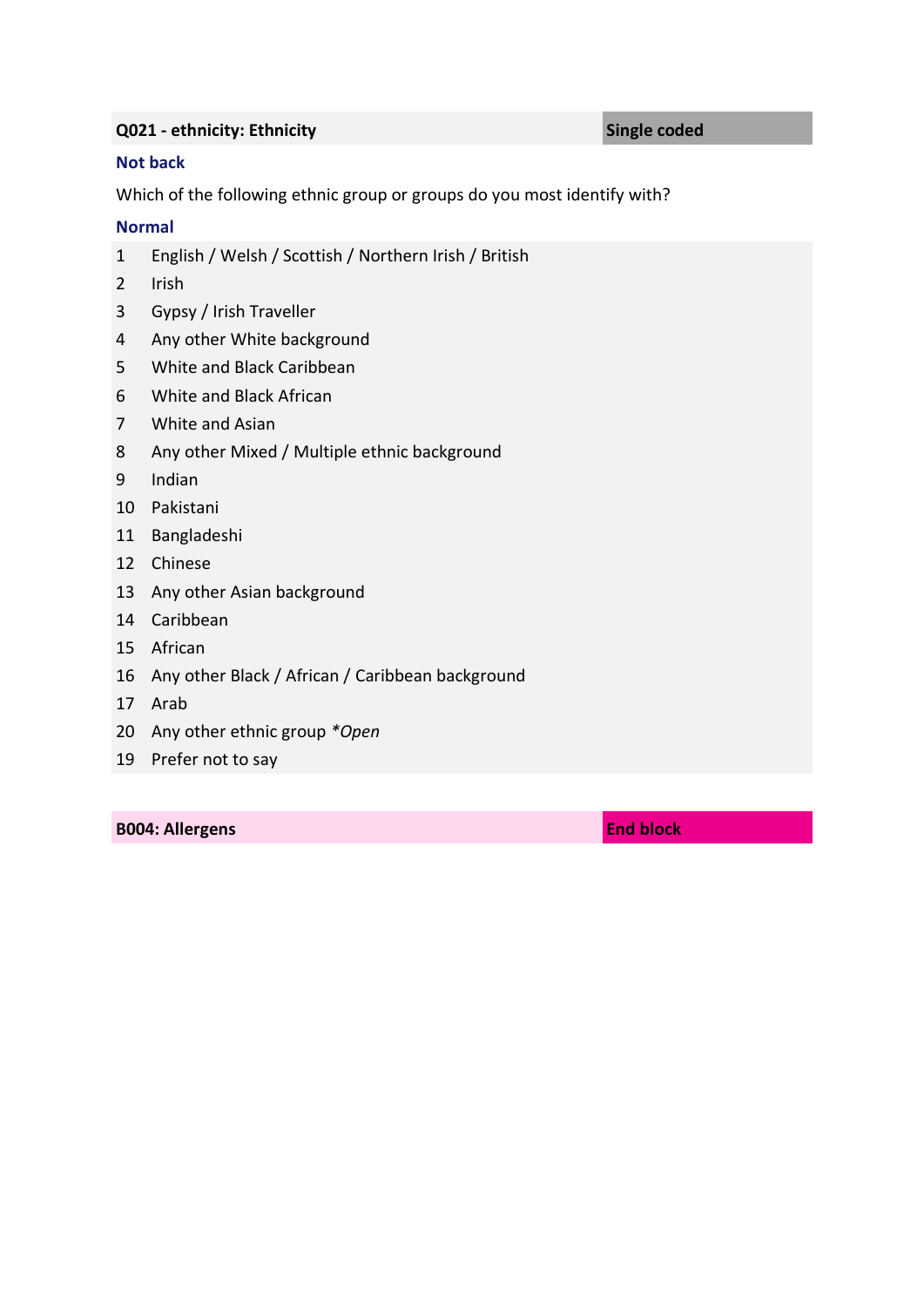| Q021 - ethnicity: Ethnicity | Single coded |
| --- | --- |

**Not back**

Which of the following ethnic group or groups do you most identify with?

**Normal**

| | |
| --- | --- |
| 1 | English / Welsh / Scottish / Northern Irish / British |
| 2 | Irish |
| 3 | Gypsy / Irish Traveller |
| 4 | Any other White background |
| 5 | White and Black Caribbean |
| 6 | White and Black African |
| 7 | White and Asian |
| 8 | Any other Mixed / Multiple ethnic background |
| 9 | Indian |
| 10 | Pakistani |
| 11 | Bangladeshi |
| 12 | Chinese |
| 13 | Any other Asian background |
| 14 | Caribbean |
| 15 | African |
| 16 | Any other Black / African / Caribbean background |
| 17 | Arab |
| 20 | Any other ethnic group *\*Open* |
| 19 | Prefer not to say |

| B004: Allergens | End block |
| --- | --- |